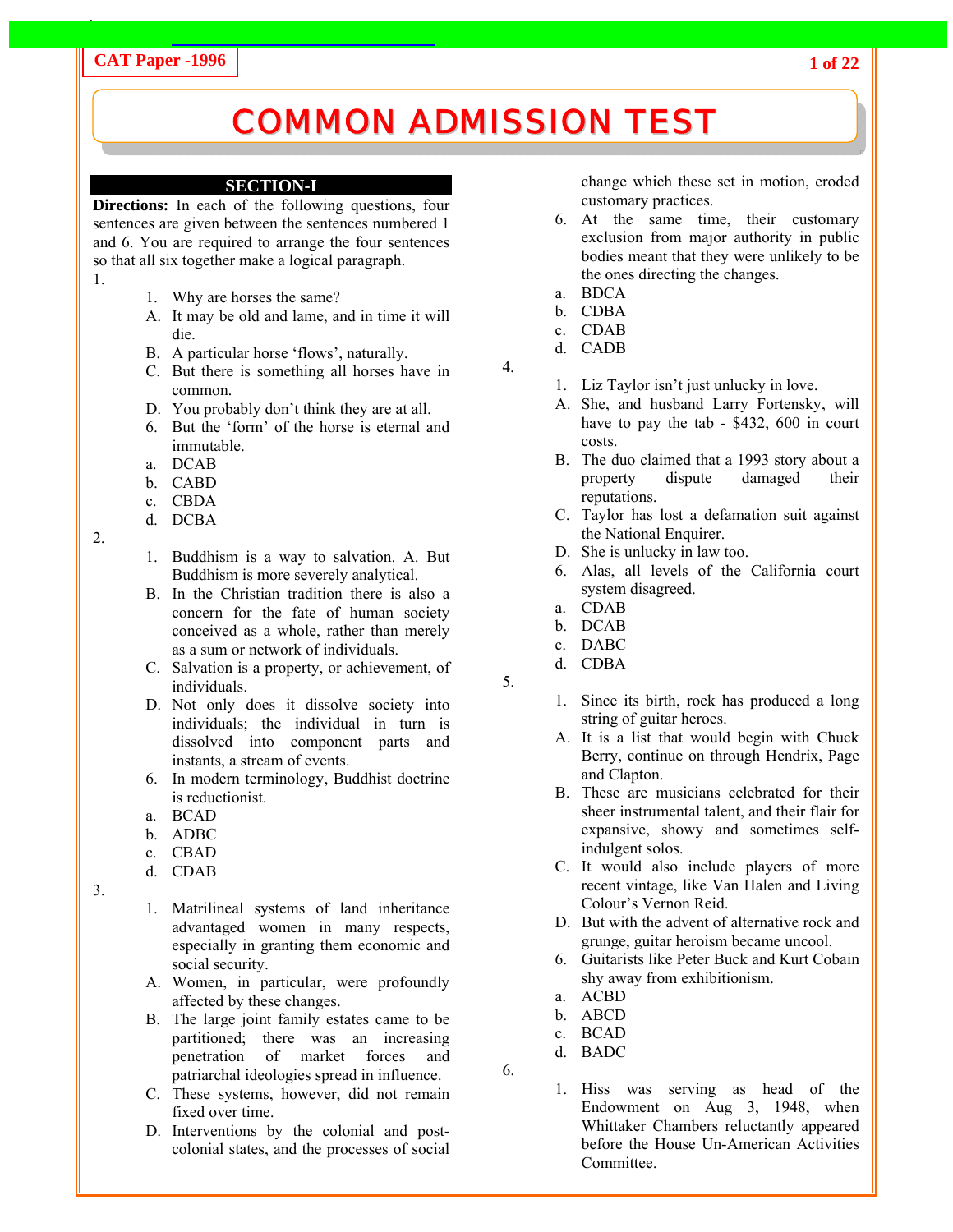# COMMON ADMISSION TEST

## SECTION-I

**Directions:** In each of the following questions, four sentences are given between the sentences numbered 1 and 6. You are required to arrange the four sentences so that all six together make a logical paragraph.

1.

1. Why are horses the same?
A. It may be old and lame, and in time it will die.
B. A particular horse 'flows', naturally.
C. But there is something all horses have in common.
D. You probably don't think they are at all.
6. But the 'form' of the horse is eternal and immutable.

a. DCAB
b. CABD
c. CBDA
d. DCBA

2.

1. Buddhism is a way to salvation. A. But Buddhism is more severely analytical.
B. In the Christian tradition there is also a concern for the fate of human society conceived as a whole, rather than merely as a sum or network of individuals.
C. Salvation is a property, or achievement, of individuals.
D. Not only does it dissolve society into individuals; the individual in turn is dissolved into component parts and instants, a stream of events.
6. In modern terminology, Buddhist doctrine is reductionist.

a. BCAD
b. ADBC
c. CBAD
d. CDAB

3.

1. Matrilineal systems of land inheritance advantaged women in many respects, especially in granting them economic and social security.
A. Women, in particular, were profoundly affected by these changes.
B. The large joint family estates came to be partitioned; there was an increasing penetration of market forces and patriarchal ideologies spread in influence.
C. These systems, however, did not remain fixed over time.
D. Interventions by the colonial and post-colonial states, and the processes of social change which these set in motion, eroded customary practices.
6. At the same time, their customary exclusion from major authority in public bodies meant that they were unlikely to be the ones directing the changes.

a. BDCA
b. CDBA
c. CDAB
d. CADB

4.

1. Liz Taylor isn't just unlucky in love.
A. She, and husband Larry Fortensky, will have to pay the tab - $432, 600 in court costs.
B. The duo claimed that a 1993 story about a property dispute damaged their reputations.
C. Taylor has lost a defamation suit against the National Enquirer.
D. She is unlucky in law too.
6. Alas, all levels of the California court system disagreed.

a. CDAB
b. DCAB
c. DABC
d. CDBA

5.

1. Since its birth, rock has produced a long string of guitar heroes.
A. It is a list that would begin with Chuck Berry, continue on through Hendrix, Page and Clapton.
B. These are musicians celebrated for their sheer instrumental talent, and their flair for expansive, showy and sometimes self-indulgent solos.
C. It would also include players of more recent vintage, like Van Halen and Living Colour's Vernon Reid.
D. But with the advent of alternative rock and grunge, guitar heroism became uncool.
6. Guitarists like Peter Buck and Kurt Cobain shy away from exhibitionism.

a. ACBD
b. ABCD
c. BCAD
d. BADC

6.

1. Hiss was serving as head of the Endowment on Aug 3, 1948, when Whittaker Chambers reluctantly appeared before the House Un-American Activities Committee.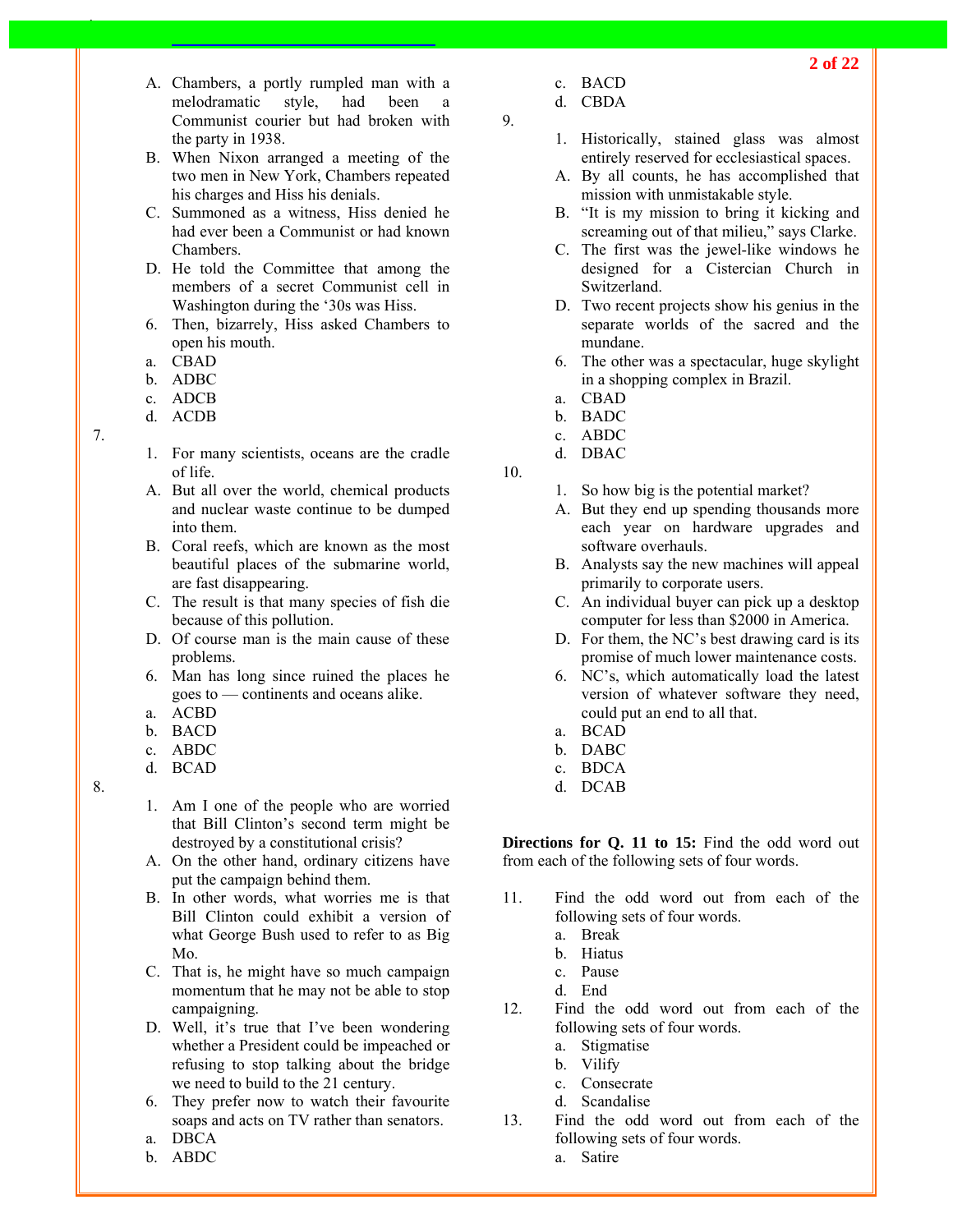A. Chambers, a portly rumpled man with a melodramatic style, had been a Communist courier but had broken with the party in 1938.
B. When Nixon arranged a meeting of the two men in New York, Chambers repeated his charges and Hiss his denials.
C. Summoned as a witness, Hiss denied he had ever been a Communist or had known Chambers.
D. He told the Committee that among the members of a secret Communist cell in Washington during the '30s was Hiss.
6. Then, bizarrely, Hiss asked Chambers to open his mouth.

a. CBAD
b. ADBC
c. ADCB
d. ACDB

7.
1. For many scientists, oceans are the cradle of life.
A. But all over the world, chemical products and nuclear waste continue to be dumped into them.
B. Coral reefs, which are known as the most beautiful places of the submarine world, are fast disappearing.
C. The result is that many species of fish die because of this pollution.
D. Of course man is the main cause of these problems.
6. Man has long since ruined the places he goes to — continents and oceans alike.

a. ACBD
b. BACD
c. ABDC
d. BCAD

8.
1. Am I one of the people who are worried that Bill Clinton's second term might be destroyed by a constitutional crisis?
A. On the other hand, ordinary citizens have put the campaign behind them.
B. In other words, what worries me is that Bill Clinton could exhibit a version of what George Bush used to refer to as Big Mo.
C. That is, he might have so much campaign momentum that he may not be able to stop campaigning.
D. Well, it's true that I've been wondering whether a President could be impeached or refusing to stop talking about the bridge we need to build to the 21 century.
6. They prefer now to watch their favourite soaps and acts on TV rather than senators.

a. DBCA
b. ABDC
c. BACD
d. CBDA

9.
1. Historically, stained glass was almost entirely reserved for ecclesiastical spaces.
A. By all counts, he has accomplished that mission with unmistakable style.
B. "It is my mission to bring it kicking and screaming out of that milieu," says Clarke.
C. The first was the jewel-like windows he designed for a Cistercian Church in Switzerland.
D. Two recent projects show his genius in the separate worlds of the sacred and the mundane.
6. The other was a spectacular, huge skylight in a shopping complex in Brazil.

a. CBAD
b. BADC
c. ABDC
d. DBAC

10.
1. So how big is the potential market?
A. But they end up spending thousands more each year on hardware upgrades and software overhauls.
B. Analysts say the new machines will appeal primarily to corporate users.
C. An individual buyer can pick up a desktop computer for less than $2000 in America.
D. For them, the NC's best drawing card is its promise of much lower maintenance costs.
6. NC's, which automatically load the latest version of whatever software they need, could put an end to all that.

a. BCAD
b. DABC
c. BDCA
d. DCAB

**Directions for Q. 11 to 15:** Find the odd word out from each of the following sets of four words.

11. Find the odd word out from each of the following sets of four words.
   a. Break
   b. Hiatus
   c. Pause
   d. End

12. Find the odd word out from each of the following sets of four words.
   a. Stigmatise
   b. Vilify
   c. Consecrate
   d. Scandalise

13. Find the odd word out from each of the following sets of four words.
   a. Satire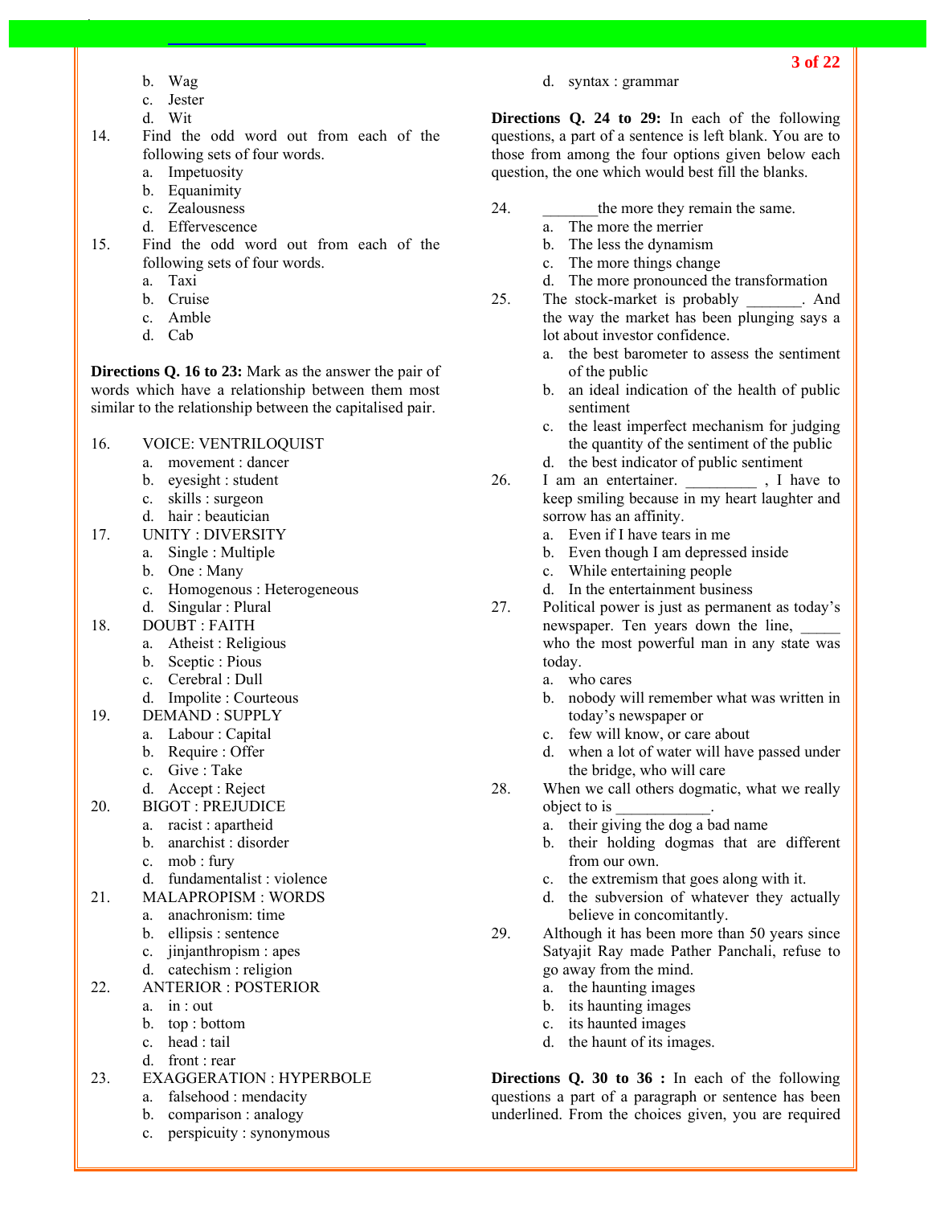b. Wag
c. Jester
d. Wit

14. Find the odd word out from each of the following sets of four words.
   a. Impetuosity
   b. Equanimity
   c. Zealousness
   d. Effervescence

15. Find the odd word out from each of the following sets of four words.
   a. Taxi
   b. Cruise
   c. Amble
   d. Cab

**Directions Q. 16 to 23:** Mark as the answer the pair of words which have a relationship between them most similar to the relationship between the capitalised pair.

16. VOICE: VENTRILOQUIST
   a. movement : dancer
   b. eyesight : student
   c. skills : surgeon
   d. hair : beautician

17. UNITY : DIVERSITY
   a. Single : Multiple
   b. One : Many
   c. Homogenous : Heterogeneous
   d. Singular : Plural

18. DOUBT : FAITH
   a. Atheist : Religious
   b. Sceptic : Pious
   c. Cerebral : Dull
   d. Impolite : Courteous

19. DEMAND : SUPPLY
   a. Labour : Capital
   b. Require : Offer
   c. Give : Take
   d. Accept : Reject

20. BIGOT : PREJUDICE
   a. racist : apartheid
   b. anarchist : disorder
   c. mob : fury
   d. fundamentalist : violence

21. MALAPROPISM : WORDS
   a. anachronism: time
   b. ellipsis : sentence
   c. jinjanthropism : apes
   d. catechism : religion

22. ANTERIOR : POSTERIOR
   a. in : out
   b. top : bottom
   c. head : tail
   d. front : rear

23. EXAGGERATION : HYPERBOLE
   a. falsehood : mendacity
   b. comparison : analogy
   c. perspicuity : synonymous
   d. syntax : grammar

**Directions Q. 24 to 29:** In each of the following questions, a part of a sentence is left blank. You are to those from among the four options given below each question, the one which would best fill the blanks.

24. _______the more they remain the same.
   a. The more the merrier
   b. The less the dynamism
   c. The more things change
   d. The more pronounced the transformation

25. The stock-market is probably _______. And the way the market has been plunging says a lot about investor confidence.
   a. the best barometer to assess the sentiment of the public
   b. an ideal indication of the health of public sentiment
   c. the least imperfect mechanism for judging the quantity of the sentiment of the public
   d. the best indicator of public sentiment

26. I am an entertainer. _________ , I have to keep smiling because in my heart laughter and sorrow has an affinity.
   a. Even if I have tears in me
   b. Even though I am depressed inside
   c. While entertaining people
   d. In the entertainment business

27. Political power is just as permanent as today's newspaper. Ten years down the line, _____ who the most powerful man in any state was today.
   a. who cares
   b. nobody will remember what was written in today's newspaper or
   c. few will know, or care about
   d. when a lot of water will have passed under the bridge, who will care

28. When we call others dogmatic, what we really object to is ____________.
   a. their giving the dog a bad name
   b. their holding dogmas that are different from our own.
   c. the extremism that goes along with it.
   d. the subversion of whatever they actually believe in concomitantly.

29. Although it has been more than 50 years since Satyajit Ray made Pather Panchali, refuse to go away from the mind.
   a. the haunting images
   b. its haunting images
   c. its haunted images
   d. the haunt of its images.

**Directions Q. 30 to 36 :** In each of the following questions a part of a paragraph or sentence has been underlined. From the choices given, you are required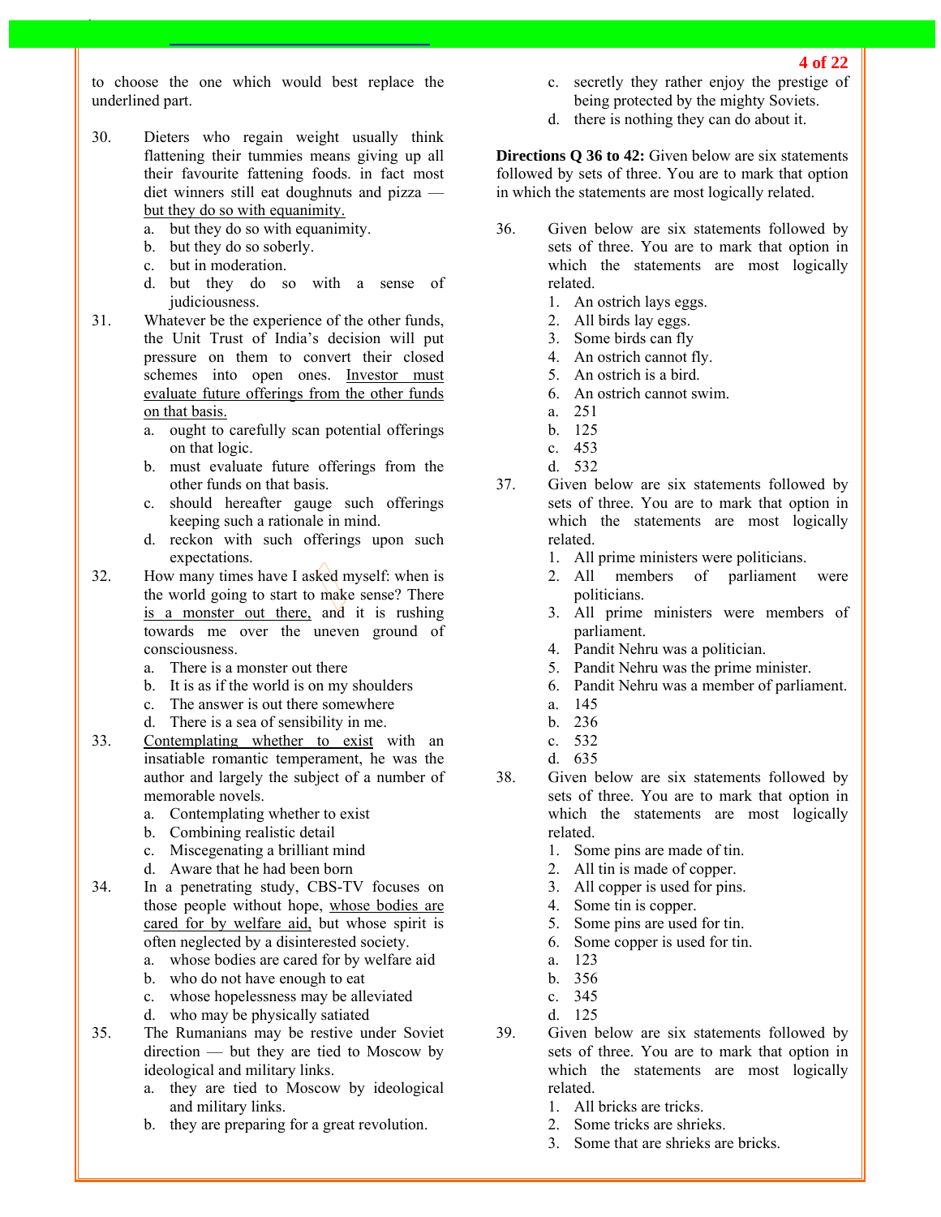to choose the one which would best replace the underlined part.

30. Dieters who regain weight usually think flattening their tummies means giving up all their favourite fattening foods. in fact most diet winners still eat doughnuts and pizza — <u>but they do so with equanimity.</u>
   a. but they do so with equanimity.
   b. but they do so soberly.
   c. but in moderation.
   d. but they do so with a sense of judiciousness.

31. Whatever be the experience of the other funds, the Unit Trust of India's decision will put pressure on them to convert their closed schemes into open ones. <u>Investor must evaluate future offerings from the other funds on that basis.</u>
   a. ought to carefully scan potential offerings on that logic.
   b. must evaluate future offerings from the other funds on that basis.
   c. should hereafter gauge such offerings keeping such a rationale in mind.
   d. reckon with such offerings upon such expectations.

32. How many times have I asked myself: when is the world going to start to make sense? There <u>is a monster out there,</u> and it is rushing towards me over the uneven ground of consciousness.
   a. There is a monster out there
   b. It is as if the world is on my shoulders
   c. The answer is out there somewhere
   d. There is a sea of sensibility in me.

33. <u>Contemplating whether to exist</u> with an insatiable romantic temperament, he was the author and largely the subject of a number of memorable novels.
   a. Contemplating whether to exist
   b. Combining realistic detail
   c. Miscegenating a brilliant mind
   d. Aware that he had been born

34. In a penetrating study, CBS-TV focuses on those people without hope, <u>whose bodies are cared for by welfare aid,</u> but whose spirit is often neglected by a disinterested society.
   a. whose bodies are cared for by welfare aid
   b. who do not have enough to eat
   c. whose hopelessness may be alleviated
   d. who may be physically satiated

35. The Rumanians may be restive under Soviet direction — but they are tied to Moscow by ideological and military links.
   a. they are tied to Moscow by ideological and military links.
   b. they are preparing for a great revolution.
   c. secretly they rather enjoy the prestige of being protected by the mighty Soviets.
   d. there is nothing they can do about it.

**Directions Q 36 to 42:** Given below are six statements followed by sets of three. You are to mark that option in which the statements are most logically related.

36. Given below are six statements followed by sets of three. You are to mark that option in which the statements are most logically related.
   1. An ostrich lays eggs.
   2. All birds lay eggs.
   3. Some birds can fly
   4. An ostrich cannot fly.
   5. An ostrich is a bird.
   6. An ostrich cannot swim.
   a. 251
   b. 125
   c. 453
   d. 532

37. Given below are six statements followed by sets of three. You are to mark that option in which the statements are most logically related.
   1. All prime ministers were politicians.
   2. All members of parliament were politicians.
   3. All prime ministers were members of parliament.
   4. Pandit Nehru was a politician.
   5. Pandit Nehru was the prime minister.
   6. Pandit Nehru was a member of parliament.
   a. 145
   b. 236
   c. 532
   d. 635

38. Given below are six statements followed by sets of three. You are to mark that option in which the statements are most logically related.
   1. Some pins are made of tin.
   2. All tin is made of copper.
   3. All copper is used for pins.
   4. Some tin is copper.
   5. Some pins are used for tin.
   6. Some copper is used for tin.
   a. 123
   b. 356
   c. 345
   d. 125

39. Given below are six statements followed by sets of three. You are to mark that option in which the statements are most logically related.
   1. All bricks are tricks.
   2. Some tricks are shrieks.
   3. Some that are shrieks are bricks.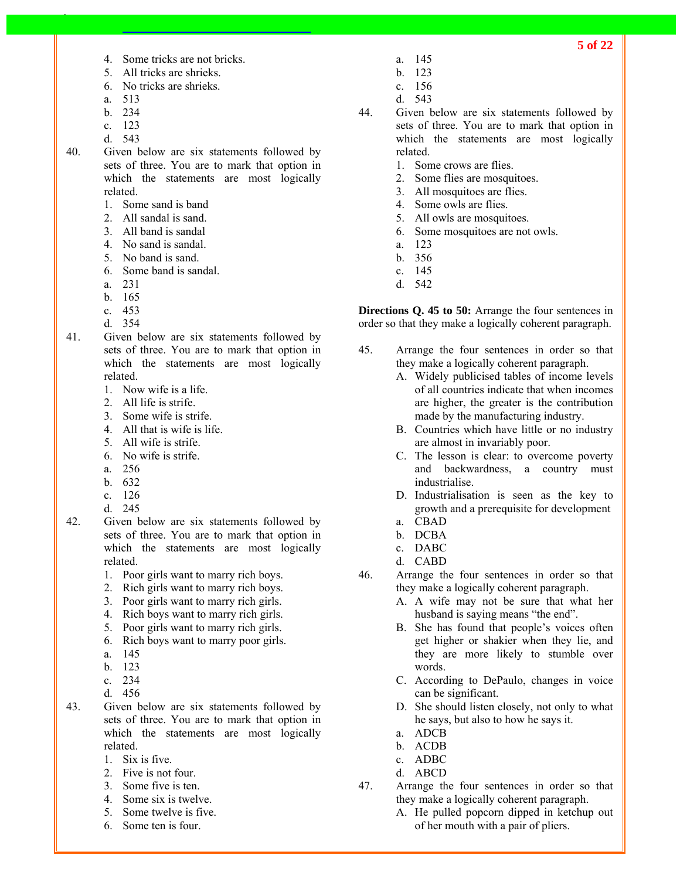4. Some tricks are not bricks.
5. All tricks are shrieks.
6. No tricks are shrieks.

a. 513
b. 234
c. 123
d. 543

40. Given below are six statements followed by sets of three. You are to mark that option in which the statements are most logically related.
1. Some sand is band
2. All sandal is sand.
3. All band is sandal
4. No sand is sandal.
5. No band is sand.
6. Some band is sandal.

a. 231
b. 165
c. 453
d. 354

41. Given below are six statements followed by sets of three. You are to mark that option in which the statements are most logically related.
1. Now wife is a life.
2. All life is strife.
3. Some wife is strife.
4. All that is wife is life.
5. All wife is strife.
6. No wife is strife.

a. 256
b. 632
c. 126
d. 245

42. Given below are six statements followed by sets of three. You are to mark that option in which the statements are most logically related.
1. Poor girls want to marry rich boys.
2. Rich girls want to marry rich boys.
3. Poor girls want to marry rich girls.
4. Rich boys want to marry rich girls.
5. Poor girls want to marry rich girls.
6. Rich boys want to marry poor girls.

a. 145
b. 123
c. 234
d. 456

43. Given below are six statements followed by sets of three. You are to mark that option in which the statements are most logically related.
1. Six is five.
2. Five is not four.
3. Some five is ten.
4. Some six is twelve.
5. Some twelve is five.
6. Some ten is four.

a. 145
b. 123
c. 156
d. 543

44. Given below are six statements followed by sets of three. You are to mark that option in which the statements are most logically related.
1. Some crows are flies.
2. Some flies are mosquitoes.
3. All mosquitoes are flies.
4. Some owls are flies.
5. All owls are mosquitoes.
6. Some mosquitoes are not owls.

a. 123
b. 356
c. 145
d. 542

**Directions Q. 45 to 50:** Arrange the four sentences in order so that they make a logically coherent paragraph.

45. Arrange the four sentences in order so that they make a logically coherent paragraph.

A. Widely publicised tables of income levels of all countries indicate that when incomes are higher, the greater is the contribution made by the manufacturing industry.
B. Countries which have little or no industry are almost in invariably poor.
C. The lesson is clear: to overcome poverty and backwardness, a country must industrialise.
D. Industrialisation is seen as the key to growth and a prerequisite for development

a. CBAD
b. DCBA
c. DABC
d. CABD

46. Arrange the four sentences in order so that they make a logically coherent paragraph.

A. A wife may not be sure that what her husband is saying means "the end".
B. She has found that people's voices often get higher or shakier when they lie, and they are more likely to stumble over words.
C. According to DePaulo, changes in voice can be significant.
D. She should listen closely, not only to what he says, but also to how he says it.

a. ADCB
b. ACDB
c. ADBC
d. ABCD

47. Arrange the four sentences in order so that they make a logically coherent paragraph.

A. He pulled popcorn dipped in ketchup out of her mouth with a pair of pliers.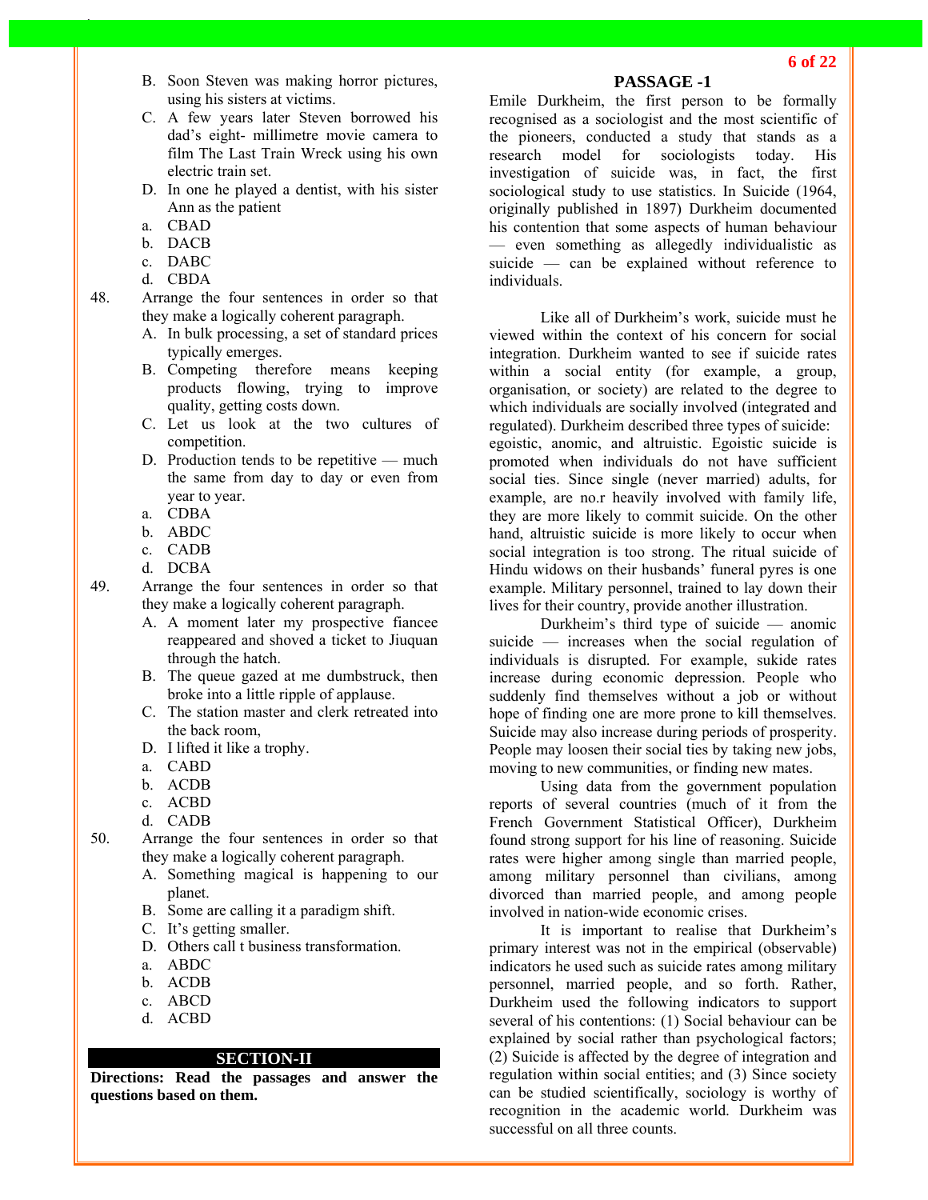B. Soon Steven was making horror pictures, using his sisters at victims.
C. A few years later Steven borrowed his dad's eight- millimetre movie camera to film The Last Train Wreck using his own electric train set.
D. In one he played a dentist, with his sister Ann as the patient

a. CBAD
b. DACB
c. DABC
d. CBDA

48. Arrange the four sentences in order so that they make a logically coherent paragraph.
A. In bulk processing, a set of standard prices typically emerges.
B. Competing therefore means keeping products flowing, trying to improve quality, getting costs down.
C. Let us look at the two cultures of competition.
D. Production tends to be repetitive — much the same from day to day or even from year to year.

a. CDBA
b. ABDC
c. CADB
d. DCBA

49. Arrange the four sentences in order so that they make a logically coherent paragraph.
A. A moment later my prospective fiancee reappeared and shoved a ticket to Jiuquan through the hatch.
B. The queue gazed at me dumbstruck, then broke into a little ripple of applause.
C. The station master and clerk retreated into the back room,
D. I lifted it like a trophy.

a. CABD
b. ACDB
c. ACBD
d. CADB

50. Arrange the four sentences in order so that they make a logically coherent paragraph.
A. Something magical is happening to our planet.
B. Some are calling it a paradigm shift.
C. It's getting smaller.
D. Others call t business transformation.

a. ABDC
b. ACDB
c. ABCD
d. ACBD

## SECTION-II

**Directions: Read the passages and answer the questions based on them.**

### PASSAGE -1

Emile Durkheim, the first person to be formally recognised as a sociologist and the most scientific of the pioneers, conducted a study that stands as a research model for sociologists today. His investigation of suicide was, in fact, the first sociological study to use statistics. In Suicide (1964, originally published in 1897) Durkheim documented his contention that some aspects of human behaviour — even something as allegedly individualistic as suicide — can be explained without reference to individuals.

Like all of Durkheim's work, suicide must he viewed within the context of his concern for social integration. Durkheim wanted to see if suicide rates within a social entity (for example, a group, organisation, or society) are related to the degree to which individuals are socially involved (integrated and regulated). Durkheim described three types of suicide: egoistic, anomic, and altruistic. Egoistic suicide is promoted when individuals do not have sufficient social ties. Since single (never married) adults, for example, are no.r heavily involved with family life, they are more likely to commit suicide. On the other hand, altruistic suicide is more likely to occur when social integration is too strong. The ritual suicide of Hindu widows on their husbands' funeral pyres is one example. Military personnel, trained to lay down their lives for their country, provide another illustration.

Durkheim's third type of suicide — anomic suicide — increases when the social regulation of individuals is disrupted. For example, sukide rates increase during economic depression. People who suddenly find themselves without a job or without hope of finding one are more prone to kill themselves. Suicide may also increase during periods of prosperity. People may loosen their social ties by taking new jobs, moving to new communities, or finding new mates.

Using data from the government population reports of several countries (much of it from the French Government Statistical Officer), Durkheim found strong support for his line of reasoning. Suicide rates were higher among single than married people, among military personnel than civilians, among divorced than married people, and among people involved in nation-wide economic crises.

It is important to realise that Durkheim's primary interest was not in the empirical (observable) indicators he used such as suicide rates among military personnel, married people, and so forth. Rather, Durkheim used the following indicators to support several of his contentions: (1) Social behaviour can be explained by social rather than psychological factors; (2) Suicide is affected by the degree of integration and regulation within social entities; and (3) Since society can be studied scientifically, sociology is worthy of recognition in the academic world. Durkheim was successful on all three counts.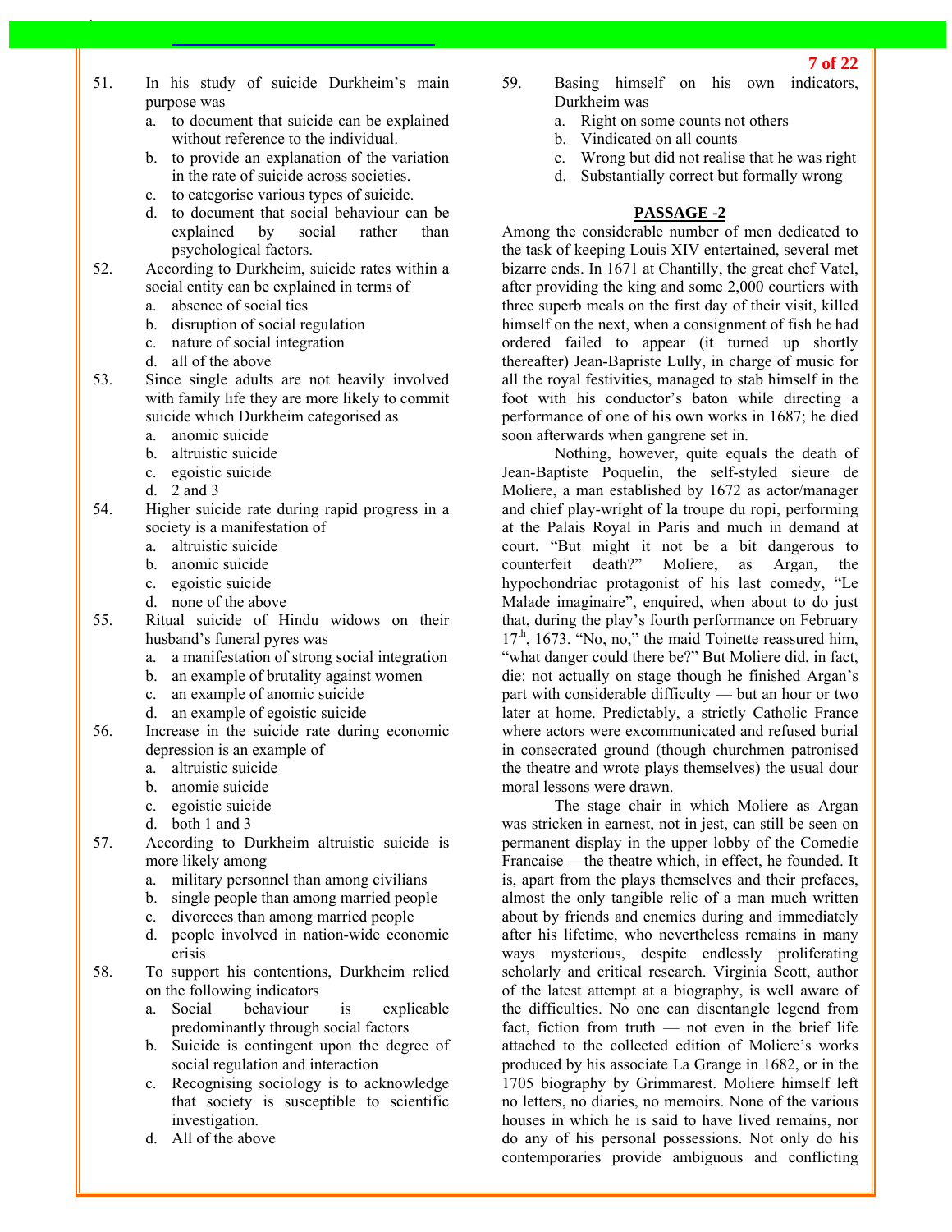51. In his study of suicide Durkheim's main purpose was
    a. to document that suicide can be explained without reference to the individual.
    b. to provide an explanation of the variation in the rate of suicide across societies.
    c. to categorise various types of suicide.
    d. to document that social behaviour can be explained by social rather than psychological factors.

52. According to Durkheim, suicide rates within a social entity can be explained in terms of
    a. absence of social ties
    b. disruption of social regulation
    c. nature of social integration
    d. all of the above

53. Since single adults are not heavily involved with family life they are more likely to commit suicide which Durkheim categorised as
    a. anomic suicide
    b. altruistic suicide
    c. egoistic suicide
    d. 2 and 3

54. Higher suicide rate during rapid progress in a society is a manifestation of
    a. altruistic suicide
    b. anomic suicide
    c. egoistic suicide
    d. none of the above

55. Ritual suicide of Hindu widows on their husband's funeral pyres was
    a. a manifestation of strong social integration
    b. an example of brutality against women
    c. an example of anomic suicide
    d. an example of egoistic suicide

56. Increase in the suicide rate during economic depression is an example of
    a. altruistic suicide
    b. anomie suicide
    c. egoistic suicide
    d. both 1 and 3

57. According to Durkheim altruistic suicide is more likely among
    a. military personnel than among civilians
    b. single people than among married people
    c. divorcees than among married people
    d. people involved in nation-wide economic crisis

58. To support his contentions, Durkheim relied on the following indicators
    a. Social behaviour is explicable predominantly through social factors
    b. Suicide is contingent upon the degree of social regulation and interaction
    c. Recognising sociology is to acknowledge that society is susceptible to scientific investigation.
    d. All of the above

59. Basing himself on his own indicators, Durkheim was
    a. Right on some counts not others
    b. Vindicated on all counts
    c. Wrong but did not realise that he was right
    d. Substantially correct but formally wrong

## PASSAGE -2

Among the considerable number of men dedicated to the task of keeping Louis XIV entertained, several met bizarre ends. In 1671 at Chantilly, the great chef Vatel, after providing the king and some 2,000 courtiers with three superb meals on the first day of their visit, killed himself on the next, when a consignment of fish he had ordered failed to appear (it turned up shortly thereafter) Jean-Bapriste Lully, in charge of music for all the royal festivities, managed to stab himself in the foot with his conductor's baton while directing a performance of one of his own works in 1687; he died soon afterwards when gangrene set in.

Nothing, however, quite equals the death of Jean-Baptiste Poquelin, the self-styled sieure de Moliere, a man established by 1672 as actor/manager and chief play-wright of la troupe du ropi, performing at the Palais Royal in Paris and much in demand at court. "But might it not be a bit dangerous to counterfeit death?" Moliere, as Argan, the hypochondriac protagonist of his last comedy, "Le Malade imaginaire", enquired, when about to do just that, during the play's fourth performance on February 17th, 1673. "No, no," the maid Toinette reassured him, "what danger could there be?" But Moliere did, in fact, die: not actually on stage though he finished Argan's part with considerable difficulty — but an hour or two later at home. Predictably, a strictly Catholic France where actors were excommunicated and refused burial in consecrated ground (though churchmen patronised the theatre and wrote plays themselves) the usual dour moral lessons were drawn.

The stage chair in which Moliere as Argan was stricken in earnest, not in jest, can still be seen on permanent display in the upper lobby of the Comedie Francaise —the theatre which, in effect, he founded. It is, apart from the plays themselves and their prefaces, almost the only tangible relic of a man much written about by friends and enemies during and immediately after his lifetime, who nevertheless remains in many ways mysterious, despite endlessly proliferating scholarly and critical research. Virginia Scott, author of the latest attempt at a biography, is well aware of the difficulties. No one can disentangle legend from fact, fiction from truth — not even in the brief life attached to the collected edition of Moliere's works produced by his associate La Grange in 1682, or in the 1705 biography by Grimmarest. Moliere himself left no letters, no diaries, no memoirs. None of the various houses in which he is said to have lived remains, nor do any of his personal possessions. Not only do his contemporaries provide ambiguous and conflicting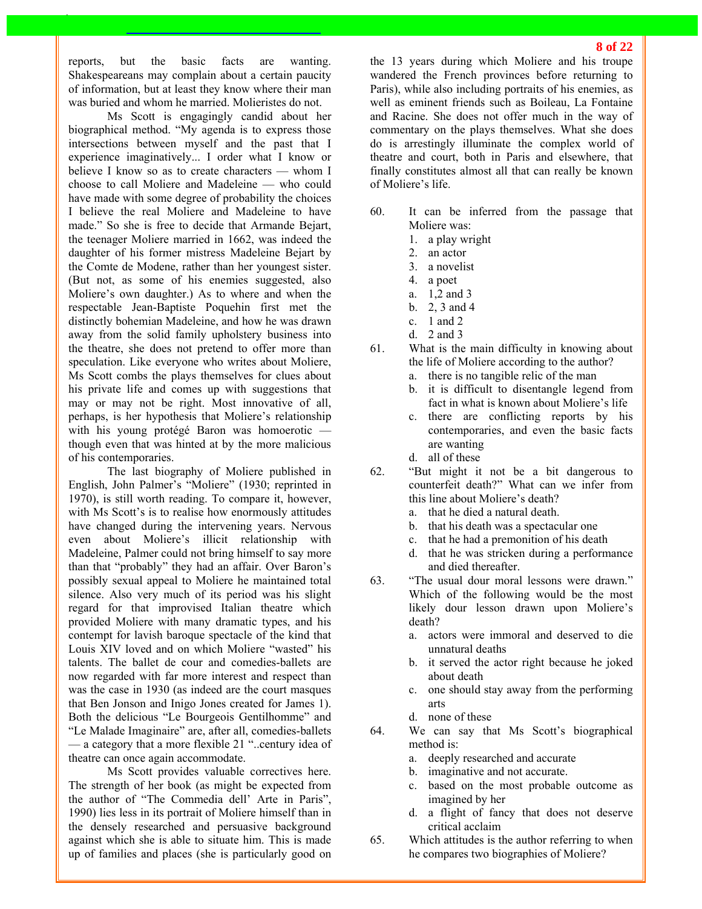reports, but the basic facts are wanting. Shakespeareans may complain about a certain paucity of information, but at least they know where their man was buried and whom he married. Molieristes do not.

Ms Scott is engagingly candid about her biographical method. "My agenda is to express those intersections between myself and the past that I experience imaginatively... I order what I know or believe I know so as to create characters — whom I choose to call Moliere and Madeleine — who could have made with some degree of probability the choices I believe the real Moliere and Madeleine to have made." So she is free to decide that Armande Bejart, the teenager Moliere married in 1662, was indeed the daughter of his former mistress Madeleine Bejart by the Comte de Modene, rather than her youngest sister. (But not, as some of his enemies suggested, also Moliere's own daughter.) As to where and when the respectable Jean-Baptiste Poquehin first met the distinctly bohemian Madeleine, and how he was drawn away from the solid family upholstery business into the theatre, she does not pretend to offer more than speculation. Like everyone who writes about Moliere, Ms Scott combs the plays themselves for clues about his private life and comes up with suggestions that may or may not be right. Most innovative of all, perhaps, is her hypothesis that Moliere's relationship with his young protégé Baron was homoerotic — though even that was hinted at by the more malicious of his contemporaries.

The last biography of Moliere published in English, John Palmer's "Moliere" (1930; reprinted in 1970), is still worth reading. To compare it, however, with Ms Scott's is to realise how enormously attitudes have changed during the intervening years. Nervous even about Moliere's illicit relationship with Madeleine, Palmer could not bring himself to say more than that "probably" they had an affair. Over Baron's possibly sexual appeal to Moliere he maintained total silence. Also very much of its period was his slight regard for that improvised Italian theatre which provided Moliere with many dramatic types, and his contempt for lavish baroque spectacle of the kind that Louis XIV loved and on which Moliere "wasted" his talents. The ballet de cour and comedies-ballets are now regarded with far more interest and respect than was the case in 1930 (as indeed are the court masques that Ben Jonson and Inigo Jones created for James 1). Both the delicious "Le Bourgeois Gentilhomme" and "Le Malade Imaginaire" are, after all, comedies-ballets — a category that a more flexible 21 "..century idea of theatre can once again accommodate.

Ms Scott provides valuable correctives here. The strength of her book (as might be expected from the author of "The Commedia dell' Arte in Paris", 1990) lies less in its portrait of Moliere himself than in the densely researched and persuasive background against which she is able to situate him. This is made up of families and places (she is particularly good on the 13 years during which Moliere and his troupe wandered the French provinces before returning to Paris), while also including portraits of his enemies, as well as eminent friends such as Boileau, La Fontaine and Racine. She does not offer much in the way of commentary on the plays themselves. What she does do is arrestingly illuminate the complex world of theatre and court, both in Paris and elsewhere, that finally constitutes almost all that can really be known of Moliere's life.

60. It can be inferred from the passage that Moliere was:
    1. a play wright
    2. an actor
    3. a novelist
    4. a poet
    a. 1,2 and 3
    b. 2, 3 and 4
    c. 1 and 2
    d. 2 and 3

61. What is the main difficulty in knowing about the life of Moliere according to the author?
    a. there is no tangible relic of the man
    b. it is difficult to disentangle legend from fact in what is known about Moliere's life
    c. there are conflicting reports by his contemporaries, and even the basic facts are wanting
    d. all of these

62. "But might it not be a bit dangerous to counterfeit death?" What can we infer from this line about Moliere's death?
    a. that he died a natural death.
    b. that his death was a spectacular one
    c. that he had a premonition of his death
    d. that he was stricken during a performance and died thereafter.

63. "The usual dour moral lessons were drawn." Which of the following would be the most likely dour lesson drawn upon Moliere's death?
    a. actors were immoral and deserved to die unnatural deaths
    b. it served the actor right because he joked about death
    c. one should stay away from the performing arts
    d. none of these

64. We can say that Ms Scott's biographical method is:
    a. deeply researched and accurate
    b. imaginative and not accurate.
    c. based on the most probable outcome as imagined by her
    d. a flight of fancy that does not deserve critical acclaim

65. Which attitudes is the author referring to when he compares two biographies of Moliere?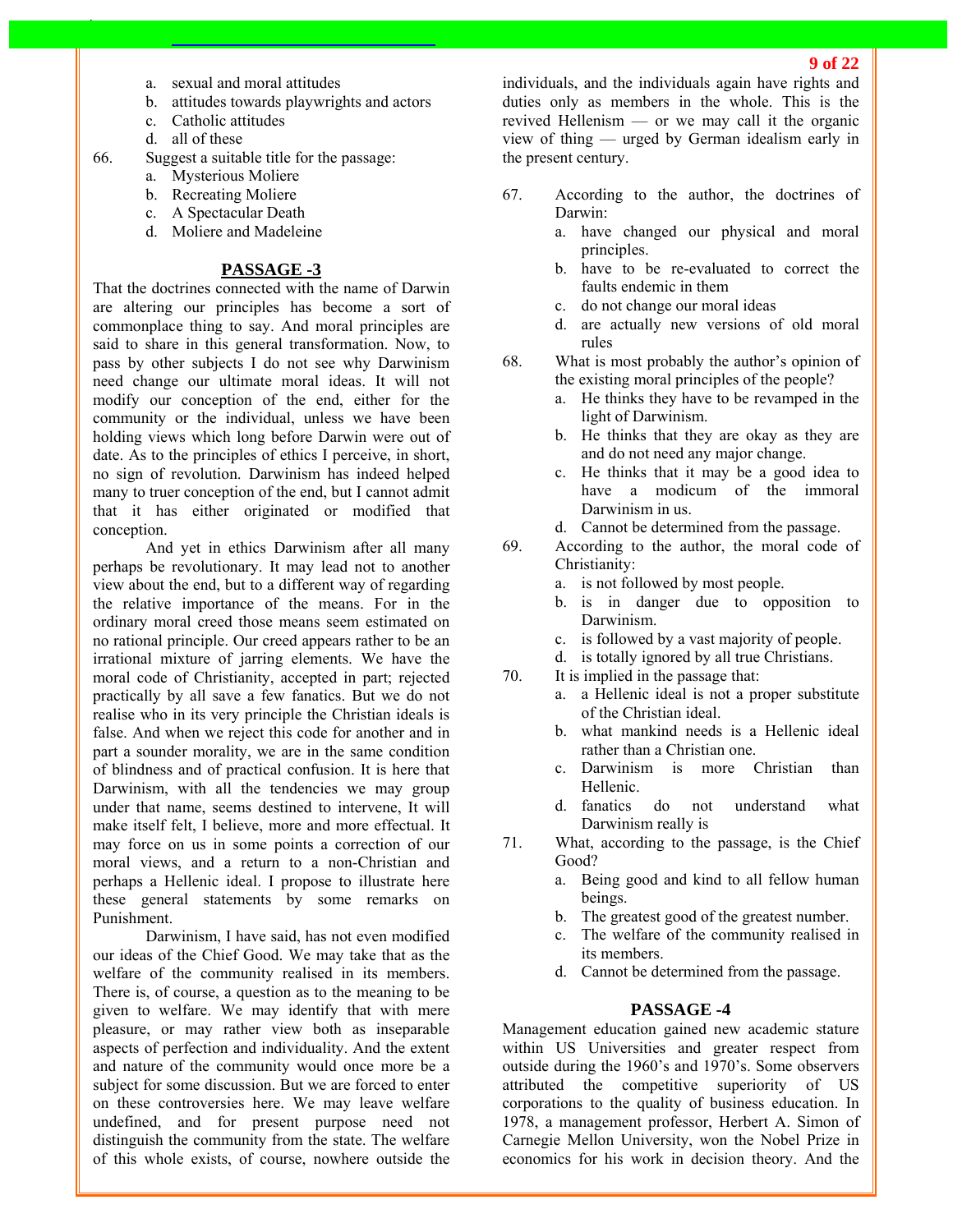a. sexual and moral attitudes
b. attitudes towards playwrights and actors
c. Catholic attitudes
d. all of these

66. Suggest a suitable title for the passage:
a. Mysterious Moliere
b. Recreating Moliere
c. A Spectacular Death
d. Moliere and Madeleine

## PASSAGE -3

That the doctrines connected with the name of Darwin are altering our principles has become a sort of commonplace thing to say. And moral principles are said to share in this general transformation. Now, to pass by other subjects I do not see why Darwinism need change our ultimate moral ideas. It will not modify our conception of the end, either for the community or the individual, unless we have been holding views which long before Darwin were out of date. As to the principles of ethics I perceive, in short, no sign of revolution. Darwinism has indeed helped many to truer conception of the end, but I cannot admit that it has either originated or modified that conception.

And yet in ethics Darwinism after all many perhaps be revolutionary. It may lead not to another view about the end, but to a different way of regarding the relative importance of the means. For in the ordinary moral creed those means seem estimated on no rational principle. Our creed appears rather to be an irrational mixture of jarring elements. We have the moral code of Christianity, accepted in part; rejected practically by all save a few fanatics. But we do not realise who in its very principle the Christian ideals is false. And when we reject this code for another and in part a sounder morality, we are in the same condition of blindness and of practical confusion. It is here that Darwinism, with all the tendencies we may group under that name, seems destined to intervene, It will make itself felt, I believe, more and more effectual. It may force on us in some points a correction of our moral views, and a return to a non-Christian and perhaps a Hellenic ideal. I propose to illustrate here these general statements by some remarks on Punishment.

Darwinism, I have said, has not even modified our ideas of the Chief Good. We may take that as the welfare of the community realised in its members. There is, of course, a question as to the meaning to be given to welfare. We may identify that with mere pleasure, or may rather view both as inseparable aspects of perfection and individuality. And the extent and nature of the community would once more be a subject for some discussion. But we are forced to enter on these controversies here. We may leave welfare undefined, and for present purpose need not distinguish the community from the state. The welfare of this whole exists, of course, nowhere outside the individuals, and the individuals again have rights and duties only as members in the whole. This is the revived Hellenism — or we may call it the organic view of thing — urged by German idealism early in the present century.

67. According to the author, the doctrines of Darwin:
a. have changed our physical and moral principles.
b. have to be re-evaluated to correct the faults endemic in them
c. do not change our moral ideas
d. are actually new versions of old moral rules

68. What is most probably the author's opinion of the existing moral principles of the people?
a. He thinks they have to be revamped in the light of Darwinism.
b. He thinks that they are okay as they are and do not need any major change.
c. He thinks that it may be a good idea to have a modicum of the immoral Darwinism in us.
d. Cannot be determined from the passage.

69. According to the author, the moral code of Christianity:
a. is not followed by most people.
b. is in danger due to opposition to Darwinism.
c. is followed by a vast majority of people.
d. is totally ignored by all true Christians.

70. It is implied in the passage that:
a. a Hellenic ideal is not a proper substitute of the Christian ideal.
b. what mankind needs is a Hellenic ideal rather than a Christian one.
c. Darwinism is more Christian than Hellenic.
d. fanatics do not understand what Darwinism really is

71. What, according to the passage, is the Chief Good?
a. Being good and kind to all fellow human beings.
b. The greatest good of the greatest number.
c. The welfare of the community realised in its members.
d. Cannot be determined from the passage.

## PASSAGE -4

Management education gained new academic stature within US Universities and greater respect from outside during the 1960's and 1970's. Some observers attributed the competitive superiority of US corporations to the quality of business education. In 1978, a management professor, Herbert A. Simon of Carnegie Mellon University, won the Nobel Prize in economics for his work in decision theory. And the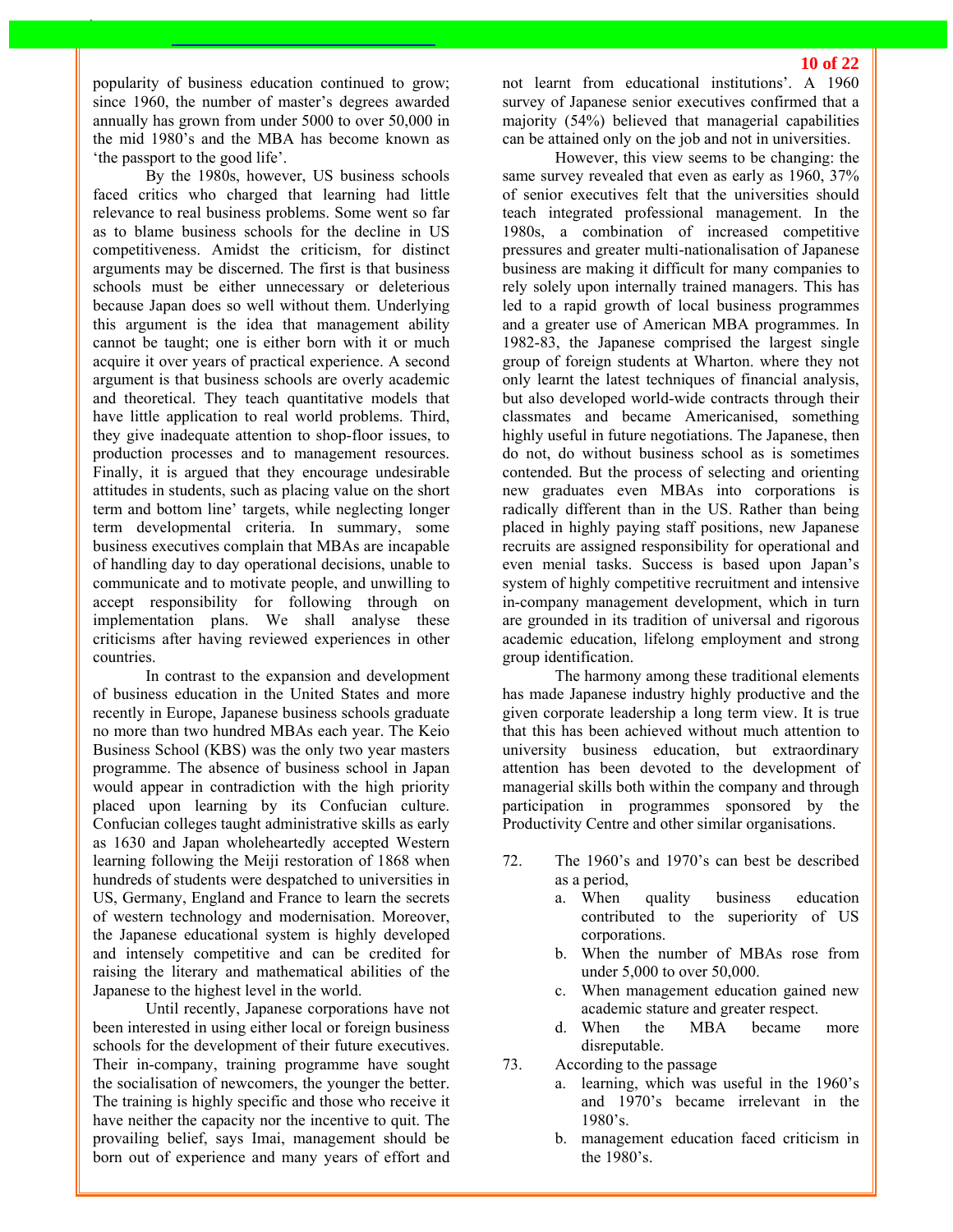popularity of business education continued to grow; since 1960, the number of master's degrees awarded annually has grown from under 5000 to over 50,000 in the mid 1980's and the MBA has become known as 'the passport to the good life'.

By the 1980s, however, US business schools faced critics who charged that learning had little relevance to real business problems. Some went so far as to blame business schools for the decline in US competitiveness. Amidst the criticism, for distinct arguments may be discerned. The first is that business schools must be either unnecessary or deleterious because Japan does so well without them. Underlying this argument is the idea that management ability cannot be taught; one is either born with it or much acquire it over years of practical experience. A second argument is that business schools are overly academic and theoretical. They teach quantitative models that have little application to real world problems. Third, they give inadequate attention to shop-floor issues, to production processes and to management resources. Finally, it is argued that they encourage undesirable attitudes in students, such as placing value on the short term and bottom line' targets, while neglecting longer term developmental criteria. In summary, some business executives complain that MBAs are incapable of handling day to day operational decisions, unable to communicate and to motivate people, and unwilling to accept responsibility for following through on implementation plans. We shall analyse these criticisms after having reviewed experiences in other countries.

In contrast to the expansion and development of business education in the United States and more recently in Europe, Japanese business schools graduate no more than two hundred MBAs each year. The Keio Business School (KBS) was the only two year masters programme. The absence of business school in Japan would appear in contradiction with the high priority placed upon learning by its Confucian culture. Confucian colleges taught administrative skills as early as 1630 and Japan wholeheartedly accepted Western learning following the Meiji restoration of 1868 when hundreds of students were despatched to universities in US, Germany, England and France to learn the secrets of western technology and modernisation. Moreover, the Japanese educational system is highly developed and intensely competitive and can be credited for raising the literary and mathematical abilities of the Japanese to the highest level in the world.

Until recently, Japanese corporations have not been interested in using either local or foreign business schools for the development of their future executives. Their in-company, training programme have sought the socialisation of newcomers, the younger the better. The training is highly specific and those who receive it have neither the capacity nor the incentive to quit. The provailing belief, says Imai, management should be born out of experience and many years of effort and not learnt from educational institutions'. A 1960 survey of Japanese senior executives confirmed that a majority (54%) believed that managerial capabilities can be attained only on the job and not in universities.

However, this view seems to be changing: the same survey revealed that even as early as 1960, 37% of senior executives felt that the universities should teach integrated professional management. In the 1980s, a combination of increased competitive pressures and greater multi-nationalisation of Japanese business are making it difficult for many companies to rely solely upon internally trained managers. This has led to a rapid growth of local business programmes and a greater use of American MBA programmes. In 1982-83, the Japanese comprised the largest single group of foreign students at Wharton. where they not only learnt the latest techniques of financial analysis, but also developed world-wide contracts through their classmates and became Americanised, something highly useful in future negotiations. The Japanese, then do not, do without business school as is sometimes contended. But the process of selecting and orienting new graduates even MBAs into corporations is radically different than in the US. Rather than being placed in highly paying staff positions, new Japanese recruits are assigned responsibility for operational and even menial tasks. Success is based upon Japan's system of highly competitive recruitment and intensive in-company management development, which in turn are grounded in its tradition of universal and rigorous academic education, lifelong employment and strong group identification.

The harmony among these traditional elements has made Japanese industry highly productive and the given corporate leadership a long term view. It is true that this has been achieved without much attention to university business education, but extraordinary attention has been devoted to the development of managerial skills both within the company and through participation in programmes sponsored by the Productivity Centre and other similar organisations.

72. The 1960's and 1970's can best be described as a period,
   a. When quality business education contributed to the superiority of US corporations.
   b. When the number of MBAs rose from under 5,000 to over 50,000.
   c. When management education gained new academic stature and greater respect.
   d. When the MBA became more disreputable.

73. According to the passage
   a. learning, which was useful in the 1960's and 1970's became irrelevant in the 1980's.
   b. management education faced criticism in the 1980's.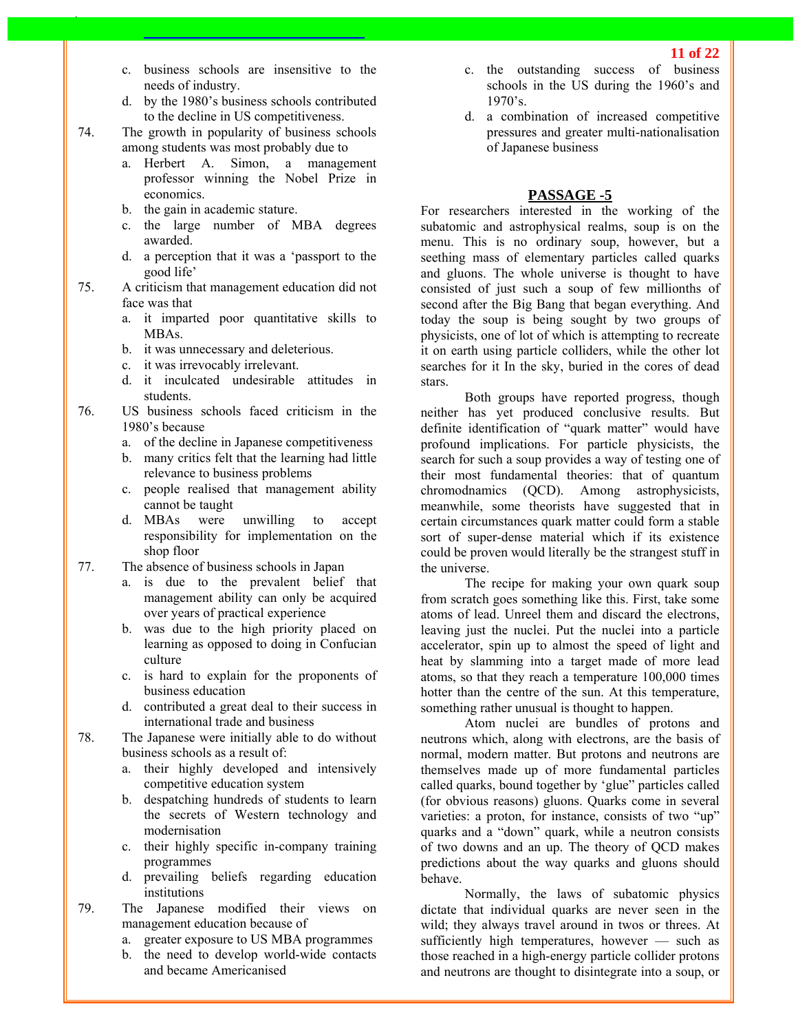c. business schools are insensitive to the needs of industry.
d. by the 1980's business schools contributed to the decline in US competitiveness.

74. The growth in popularity of business schools among students was most probably due to
  a. Herbert A. Simon, a management professor winning the Nobel Prize in economics.
  b. the gain in academic stature.
  c. the large number of MBA degrees awarded.
  d. a perception that it was a 'passport to the good life'

75. A criticism that management education did not face was that
  a. it imparted poor quantitative skills to MBAs.
  b. it was unnecessary and deleterious.
  c. it was irrevocably irrelevant.
  d. it inculcated undesirable attitudes in students.

76. US business schools faced criticism in the 1980's because
  a. of the decline in Japanese competitiveness
  b. many critics felt that the learning had little relevance to business problems
  c. people realised that management ability cannot be taught
  d. MBAs were unwilling to accept responsibility for implementation on the shop floor

77. The absence of business schools in Japan
  a. is due to the prevalent belief that management ability can only be acquired over years of practical experience
  b. was due to the high priority placed on learning as opposed to doing in Confucian culture
  c. is hard to explain for the proponents of business education
  d. contributed a great deal to their success in international trade and business

78. The Japanese were initially able to do without business schools as a result of:
  a. their highly developed and intensively competitive education system
  b. despatching hundreds of students to learn the secrets of Western technology and modernisation
  c. their highly specific in-company training programmes
  d. prevailing beliefs regarding education institutions

79. The Japanese modified their views on management education because of
  a. greater exposure to US MBA programmes
  b. the need to develop world-wide contacts and became Americanised
  c. the outstanding success of business schools in the US during the 1960's and 1970's.
  d. a combination of increased competitive pressures and greater multi-nationalisation of Japanese business

## PASSAGE -5

For researchers interested in the working of the subatomic and astrophysical realms, soup is on the menu. This is no ordinary soup, however, but a seething mass of elementary particles called quarks and gluons. The whole universe is thought to have consisted of just such a soup of few millionths of second after the Big Bang that began everything. And today the soup is being sought by two groups of physicists, one of lot of which is attempting to recreate it on earth using particle colliders, while the other lot searches for it In the sky, buried in the cores of dead stars.

Both groups have reported progress, though neither has yet produced conclusive results. But definite identification of "quark matter" would have profound implications. For particle physicists, the search for such a soup provides a way of testing one of their most fundamental theories: that of quantum chromodnamics (QCD). Among astrophysicists, meanwhile, some theorists have suggested that in certain circumstances quark matter could form a stable sort of super-dense material which if its existence could be proven would literally be the strangest stuff in the universe.

The recipe for making your own quark soup from scratch goes something like this. First, take some atoms of lead. Unreel them and discard the electrons, leaving just the nuclei. Put the nuclei into a particle accelerator, spin up to almost the speed of light and heat by slamming into a target made of more lead atoms, so that they reach a temperature 100,000 times hotter than the centre of the sun. At this temperature, something rather unusual is thought to happen.

Atom nuclei are bundles of protons and neutrons which, along with electrons, are the basis of normal, modern matter. But protons and neutrons are themselves made up of more fundamental particles called quarks, bound together by 'glue" particles called (for obvious reasons) gluons. Quarks come in several varieties: a proton, for instance, consists of two "up" quarks and a "down" quark, while a neutron consists of two downs and an up. The theory of QCD makes predictions about the way quarks and gluons should behave.

Normally, the laws of subatomic physics dictate that individual quarks are never seen in the wild; they always travel around in twos or threes. At sufficiently high temperatures, however — such as those reached in a high-energy particle collider protons and neutrons are thought to disintegrate into a soup, or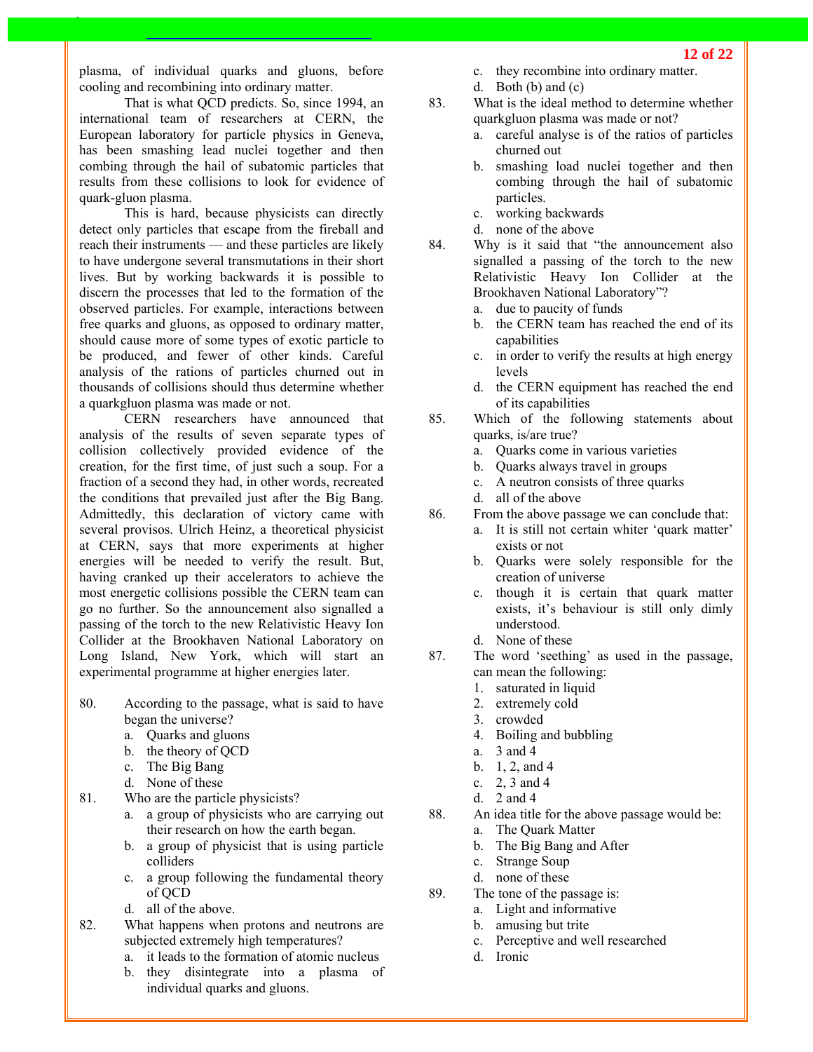plasma, of individual quarks and gluons, before cooling and recombining into ordinary matter.

That is what QCD predicts. So, since 1994, an international team of researchers at CERN, the European laboratory for particle physics in Geneva, has been smashing lead nuclei together and then combing through the hail of subatomic particles that results from these collisions to look for evidence of quark-gluon plasma.

This is hard, because physicists can directly detect only particles that escape from the fireball and reach their instruments — and these particles are likely to have undergone several transmutations in their short lives. But by working backwards it is possible to discern the processes that led to the formation of the observed particles. For example, interactions between free quarks and gluons, as opposed to ordinary matter, should cause more of some types of exotic particle to be produced, and fewer of other kinds. Careful analysis of the rations of particles churned out in thousands of collisions should thus determine whether a quarkgluon plasma was made or not.

CERN researchers have announced that analysis of the results of seven separate types of collision collectively provided evidence of the creation, for the first time, of just such a soup. For a fraction of a second they had, in other words, recreated the conditions that prevailed just after the Big Bang. Admittedly, this declaration of victory came with several provisos. Ulrich Heinz, a theoretical physicist at CERN, says that more experiments at higher energies will be needed to verify the result. But, having cranked up their accelerators to achieve the most energetic collisions possible the CERN team can go no further. So the announcement also signalled a passing of the torch to the new Relativistic Heavy Ion Collider at the Brookhaven National Laboratory on Long Island, New York, which will start an experimental programme at higher energies later.

80. According to the passage, what is said to have began the universe?
   a. Quarks and gluons
   b. the theory of QCD
   c. The Big Bang
   d. None of these

81. Who are the particle physicists?
   a. a group of physicists who are carrying out their research on how the earth began.
   b. a group of physicist that is using particle colliders
   c. a group following the fundamental theory of QCD
   d. all of the above.

82. What happens when protons and neutrons are subjected extremely high temperatures?
   a. it leads to the formation of atomic nucleus
   b. they disintegrate into a plasma of individual quarks and gluons.
   c. they recombine into ordinary matter.
   d. Both (b) and (c)

83. What is the ideal method to determine whether quarkgluon plasma was made or not?
   a. careful analyse is of the ratios of particles churned out
   b. smashing load nuclei together and then combing through the hail of subatomic particles.
   c. working backwards
   d. none of the above

84. Why is it said that "the announcement also signalled a passing of the torch to the new Relativistic Heavy Ion Collider at the Brookhaven National Laboratory"?
   a. due to paucity of funds
   b. the CERN team has reached the end of its capabilities
   c. in order to verify the results at high energy levels
   d. the CERN equipment has reached the end of its capabilities

85. Which of the following statements about quarks, is/are true?
   a. Quarks come in various varieties
   b. Quarks always travel in groups
   c. A neutron consists of three quarks
   d. all of the above

86. From the above passage we can conclude that:
   a. It is still not certain whiter 'quark matter' exists or not
   b. Quarks were solely responsible for the creation of universe
   c. though it is certain that quark matter exists, it's behaviour is still only dimly understood.
   d. None of these

87. The word 'seething' as used in the passage, can mean the following:
   1. saturated in liquid
   2. extremely cold
   3. crowded
   4. Boiling and bubbling
   a. 3 and 4
   b. 1, 2, and 4
   c. 2, 3 and 4
   d. 2 and 4

88. An idea title for the above passage would be:
   a. The Quark Matter
   b. The Big Bang and After
   c. Strange Soup
   d. none of these

89. The tone of the passage is:
   a. Light and informative
   b. amusing but trite
   c. Perceptive and well researched
   d. Ironic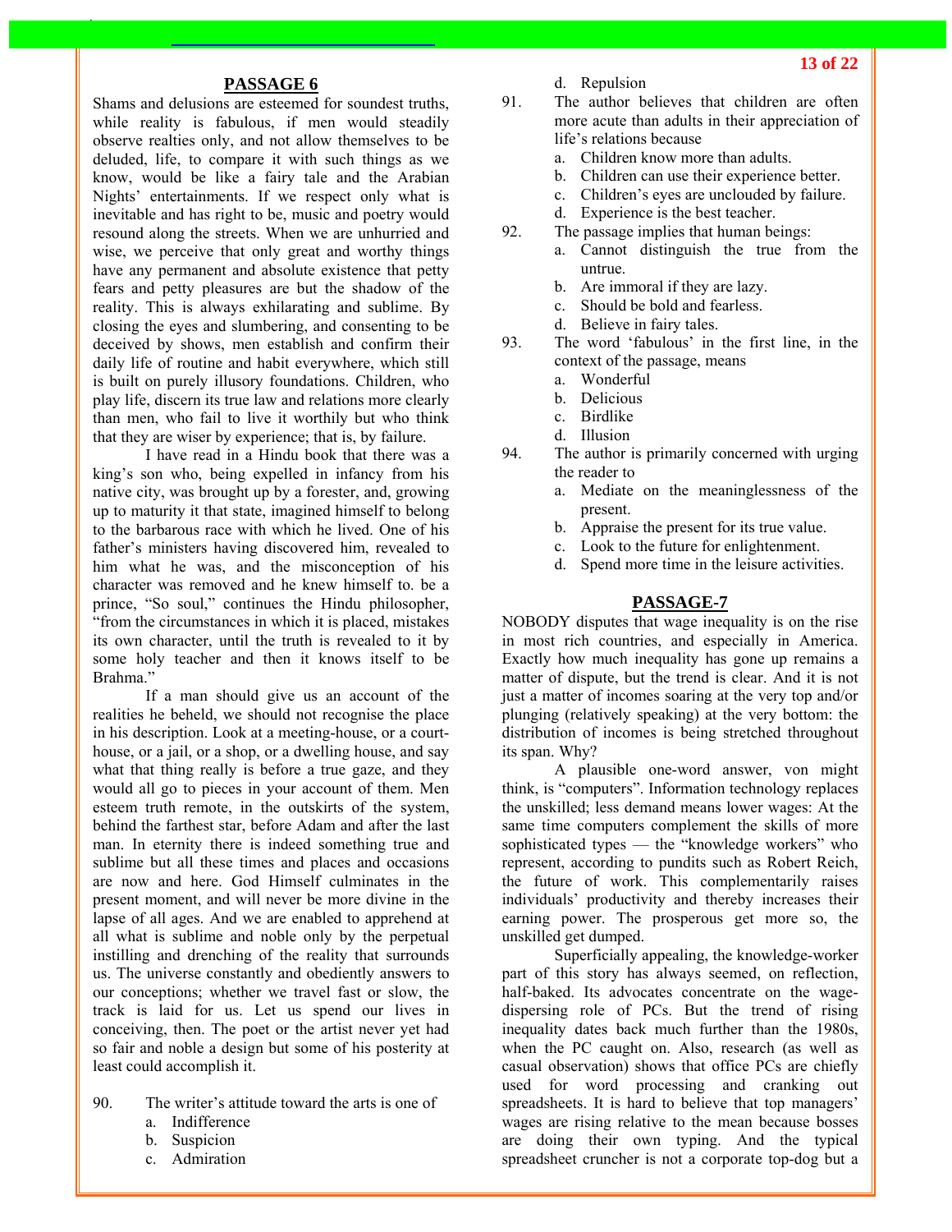## PASSAGE 6

Shams and delusions are esteemed for soundest truths, while reality is fabulous, if men would steadily observe realties only, and not allow themselves to be deluded, life, to compare it with such things as we know, would be like a fairy tale and the Arabian Nights' entertainments. If we respect only what is inevitable and has right to be, music and poetry would resound along the streets. When we are unhurried and wise, we perceive that only great and worthy things have any permanent and absolute existence that petty fears and petty pleasures are but the shadow of the reality. This is always exhilarating and sublime. By closing the eyes and slumbering, and consenting to be deceived by shows, men establish and confirm their daily life of routine and habit everywhere, which still is built on purely illusory foundations. Children, who play life, discern its true law and relations more clearly than men, who fail to live it worthily but who think that they are wiser by experience; that is, by failure.

I have read in a Hindu book that there was a king's son who, being expelled in infancy from his native city, was brought up by a forester, and, growing up to maturity it that state, imagined himself to belong to the barbarous race with which he lived. One of his father's ministers having discovered him, revealed to him what he was, and the misconception of his character was removed and he knew himself to. be a prince, "So soul," continues the Hindu philosopher, "from the circumstances in which it is placed, mistakes its own character, until the truth is revealed to it by some holy teacher and then it knows itself to be Brahma."

If a man should give us an account of the realities he beheld, we should not recognise the place in his description. Look at a meeting-house, or a court-house, or a jail, or a shop, or a dwelling house, and say what that thing really is before a true gaze, and they would all go to pieces in your account of them. Men esteem truth remote, in the outskirts of the system, behind the farthest star, before Adam and after the last man. In eternity there is indeed something true and sublime but all these times and places and occasions are now and here. God Himself culminates in the present moment, and will never be more divine in the lapse of all ages. And we are enabled to apprehend at all what is sublime and noble only by the perpetual instilling and drenching of the reality that surrounds us. The universe constantly and obediently answers to our conceptions; whether we travel fast or slow, the track is laid for us. Let us spend our lives in conceiving, then. The poet or the artist never yet had so fair and noble a design but some of his posterity at least could accomplish it.

90. The writer's attitude toward the arts is one of
   a. Indifference
   b. Suspicion
   c. Admiration
   d. Repulsion

91. The author believes that children are often more acute than adults in their appreciation of life's relations because
   a. Children know more than adults.
   b. Children can use their experience better.
   c. Children's eyes are unclouded by failure.
   d. Experience is the best teacher.

92. The passage implies that human beings:
   a. Cannot distinguish the true from the untrue.
   b. Are immoral if they are lazy.
   c. Should be bold and fearless.
   d. Believe in fairy tales.

93. The word 'fabulous' in the first line, in the context of the passage, means
   a. Wonderful
   b. Delicious
   c. Birdlike
   d. Illusion

94. The author is primarily concerned with urging the reader to
   a. Mediate on the meaninglessness of the present.
   b. Appraise the present for its true value.
   c. Look to the future for enlightenment.
   d. Spend more time in the leisure activities.

## PASSAGE-7

NOBODY disputes that wage inequality is on the rise in most rich countries, and especially in America. Exactly how much inequality has gone up remains a matter of dispute, but the trend is clear. And it is not just a matter of incomes soaring at the very top and/or plunging (relatively speaking) at the very bottom: the distribution of incomes is being stretched throughout its span. Why?

A plausible one-word answer, von might think, is "computers". Information technology replaces the unskilled; less demand means lower wages: At the same time computers complement the skills of more sophisticated types — the "knowledge workers" who represent, according to pundits such as Robert Reich, the future of work. This complementarily raises individuals' productivity and thereby increases their earning power. The prosperous get more so, the unskilled get dumped.

Superficially appealing, the knowledge-worker part of this story has always seemed, on reflection, half-baked. Its advocates concentrate on the wage-dispersing role of PCs. But the trend of rising inequality dates back much further than the 1980s, when the PC caught on. Also, research (as well as casual observation) shows that office PCs are chiefly used for word processing and cranking out spreadsheets. It is hard to believe that top managers' wages are rising relative to the mean because bosses are doing their own typing. And the typical spreadsheet cruncher is not a corporate top-dog but a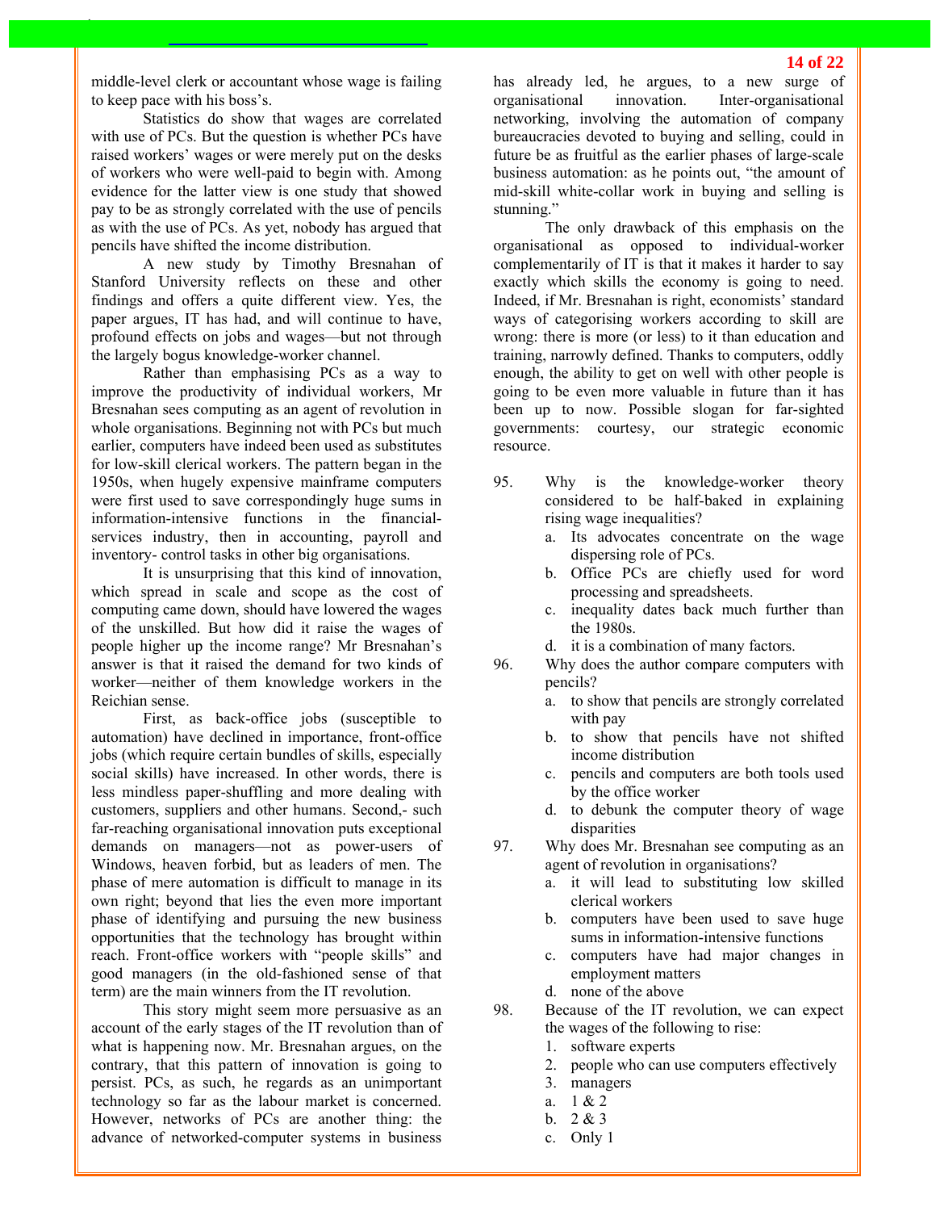middle-level clerk or accountant whose wage is failing to keep pace with his boss's.

Statistics do show that wages are correlated with use of PCs. But the question is whether PCs have raised workers' wages or were merely put on the desks of workers who were well-paid to begin with. Among evidence for the latter view is one study that showed pay to be as strongly correlated with the use of pencils as with the use of PCs. As yet, nobody has argued that pencils have shifted the income distribution.

A new study by Timothy Bresnahan of Stanford University reflects on these and other findings and offers a quite different view. Yes, the paper argues, IT has had, and will continue to have, profound effects on jobs and wages—but not through the largely bogus knowledge-worker channel.

Rather than emphasising PCs as a way to improve the productivity of individual workers, Mr Bresnahan sees computing as an agent of revolution in whole organisations. Beginning not with PCs but much earlier, computers have indeed been used as substitutes for low-skill clerical workers. The pattern began in the 1950s, when hugely expensive mainframe computers were first used to save correspondingly huge sums in information-intensive functions in the financial-services industry, then in accounting, payroll and inventory- control tasks in other big organisations.

It is unsurprising that this kind of innovation, which spread in scale and scope as the cost of computing came down, should have lowered the wages of the unskilled. But how did it raise the wages of people higher up the income range? Mr Bresnahan's answer is that it raised the demand for two kinds of worker—neither of them knowledge workers in the Reichian sense.

First, as back-office jobs (susceptible to automation) have declined in importance, front-office jobs (which require certain bundles of skills, especially social skills) have increased. In other words, there is less mindless paper-shuffling and more dealing with customers, suppliers and other humans. Second,- such far-reaching organisational innovation puts exceptional demands on managers—not as power-users of Windows, heaven forbid, but as leaders of men. The phase of mere automation is difficult to manage in its own right; beyond that lies the even more important phase of identifying and pursuing the new business opportunities that the technology has brought within reach. Front-office workers with "people skills" and good managers (in the old-fashioned sense of that term) are the main winners from the IT revolution.

This story might seem more persuasive as an account of the early stages of the IT revolution than of what is happening now. Mr. Bresnahan argues, on the contrary, that this pattern of innovation is going to persist. PCs, as such, he regards as an unimportant technology so far as the labour market is concerned. However, networks of PCs are another thing: the advance of networked-computer systems in business has already led, he argues, to a new surge of organisational innovation. Inter-organisational networking, involving the automation of company bureaucracies devoted to buying and selling, could in future be as fruitful as the earlier phases of large-scale business automation: as he points out, "the amount of mid-skill white-collar work in buying and selling is stunning."

The only drawback of this emphasis on the organisational as opposed to individual-worker complementarily of IT is that it makes it harder to say exactly which skills the economy is going to need. Indeed, if Mr. Bresnahan is right, economists' standard ways of categorising workers according to skill are wrong: there is more (or less) to it than education and training, narrowly defined. Thanks to computers, oddly enough, the ability to get on well with other people is going to be even more valuable in future than it has been up to now. Possible slogan for far-sighted governments: courtesy, our strategic economic resource.

95. Why is the knowledge-worker theory considered to be half-baked in explaining rising wage inequalities?
    a. Its advocates concentrate on the wage dispersing role of PCs.
    b. Office PCs are chiefly used for word processing and spreadsheets.
    c. inequality dates back much further than the 1980s.
    d. it is a combination of many factors.

96. Why does the author compare computers with pencils?
    a. to show that pencils are strongly correlated with pay
    b. to show that pencils have not shifted income distribution
    c. pencils and computers are both tools used by the office worker
    d. to debunk the computer theory of wage disparities

97. Why does Mr. Bresnahan see computing as an agent of revolution in organisations?
    a. it will lead to substituting low skilled clerical workers
    b. computers have been used to save huge sums in information-intensive functions
    c. computers have had major changes in employment matters
    d. none of the above

98. Because of the IT revolution, we can expect the wages of the following to rise:
    1. software experts
    2. people who can use computers effectively
    3. managers
    a. 1 & 2
    b. 2 & 3
    c. Only 1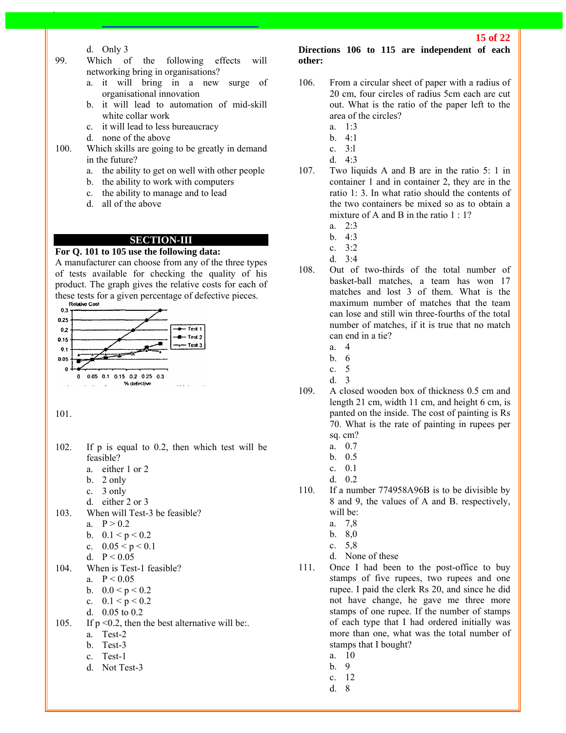d. Only 3

99. Which of the following effects will networking bring in organisations?
   a. it will bring in a new surge of organisational innovation
   b. it will lead to automation of mid-skill white collar work
   c. it will lead to less bureaucracy
   d. none of the above

100. Which skills are going to be greatly in demand in the future?
   a. the ability to get on well with other people
   b. the ability to work with computers
   c. the ability to manage and to lead
   d. all of the above

## SECTION-III

**For Q. 101 to 105 use the following data:**

A manufacturer can choose from any of the three types of tests available for checking the quality of his product. The graph gives the relative costs for each of these tests for a given percentage of defective pieces.

101.

102. If p is equal to 0.2, then which test will be feasible?
   a. either 1 or 2
   b. 2 only
   c. 3 only
   d. either 2 or 3

103. When will Test-3 be feasible?
   a. $P > 0.2$
   b. $0.1 < p < 0.2$
   c. $0.05 < p < 0.1$
   d. $P < 0.05$

104. When is Test-1 feasible?
   a. $P < 0.05$
   b. $0.0 < p < 0.2$
   c. $0.1 < p < 0.2$
   d. 0.05 to 0.2

105. If $p < 0.2$, then the best alternative will be:.
   a. Test-2
   b. Test-3
   c. Test-1
   d. Not Test-3

**Directions 106 to 115 are independent of each other:**

106. From a circular sheet of paper with a radius of 20 cm, four circles of radius 5cm each are cut out. What is the ratio of the paper left to the area of the circles?
   a. 1:3
   b. 4:1
   c. 3:1
   d. 4:3

107. Two liquids A and B are in the ratio 5: 1 in container 1 and in container 2, they are in the ratio 1: 3. In what ratio should the contents of the two containers be mixed so as to obtain a mixture of A and B in the ratio 1 : 1?
   a. 2:3
   b. 4:3
   c. 3:2
   d. 3:4

108. Out of two-thirds of the total number of basket-ball matches, a team has won 17 matches and lost 3 of them. What is the maximum number of matches that the team can lose and still win three-fourths of the total number of matches, if it is true that no match can end in a tie?
   a. 4
   b. 6
   c. 5
   d. 3

109. A closed wooden box of thickness 0.5 cm and length 21 cm, width 11 cm, and height 6 cm, is panted on the inside. The cost of painting is Rs 70. What is the rate of painting in rupees per sq. cm?
   a. 0.7
   b. 0.5
   c. 0.1
   d. 0.2

110. If a number 774958A96B is to be divisible by 8 and 9, the values of A and B. respectively, will be:
   a. 7,8
   b. 8,0
   c. 5,8
   d. None of these

111. Once I had been to the post-office to buy stamps of five rupees, two rupees and one rupee. I paid the clerk Rs 20, and since he did not have change, he gave me three more stamps of one rupee. If the number of stamps of each type that I had ordered initially was more than one, what was the total number of stamps that I bought?
   a. 10
   b. 9
   c. 12
   d. 8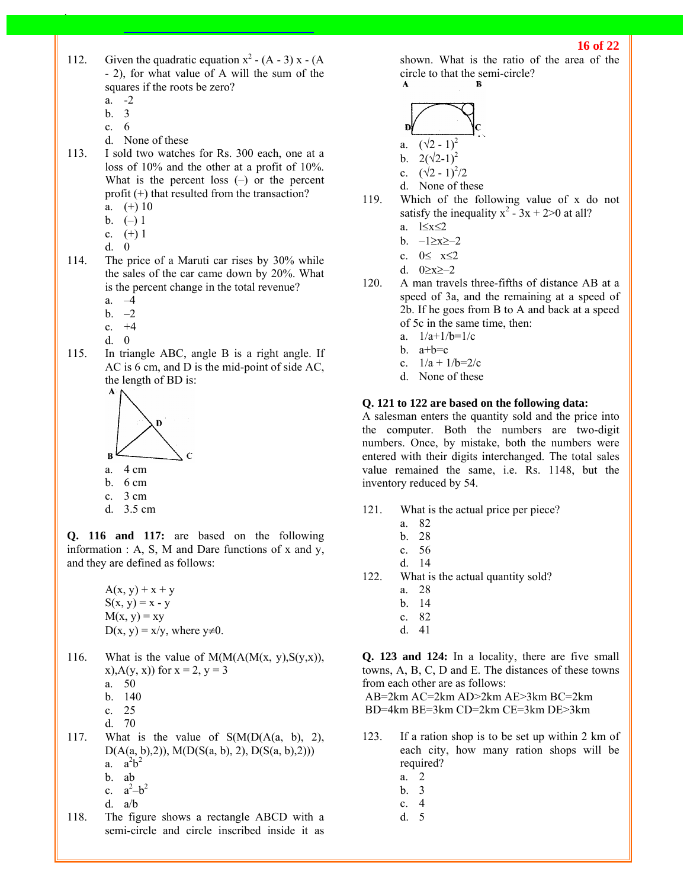112. Given the quadratic equation $x^2 - (A - 3)x - (A - 2)$, for what value of A will the sum of the squares if the roots be zero?
   a. -2
   b. 3
   c. 6
   d. None of these

113. I sold two watches for Rs. 300 each, one at a loss of 10% and the other at a profit of 10%. What is the percent loss (–) or the percent profit (+) that resulted from the transaction?
   a. (+) 10
   b. (–) 1
   c. (+) 1
   d. 0

114. The price of a Maruti car rises by 30% while the sales of the car came down by 20%. What is the percent change in the total revenue?
   a. –4
   b. –2
   c. +4
   d. 0

115. In triangle ABC, angle B is a right angle. If AC is 6 cm, and D is the mid-point of side AC, the length of BD is:
   a. 4 cm
   b. 6 cm
   c. 3 cm
   d. 3.5 cm

**Q. 116 and 117:** are based on the following information : A, S, M and Dare functions of x and y, and they are defined as follows:

$A(x, y) + x + y$
$S(x, y) = x - y$
$M(x, y) = xy$
$D(x, y) = x/y$, where $y \neq 0$.

116. What is the value of $M(M(A(M(x, y),S(y,x)), x),A(y, x))$ for $x = 2$, $y = 3$
   a. 50
   b. 140
   c. 25
   d. 70

117. What is the value of $S(M(D(A(a, b), 2), D(A(a, b),2)), M(D(S(a, b), 2), D(S(a, b),2)))$
   a. $a^2b^2$
   b. ab
   c. $a^2–b^2$
   d. a/b

118. The figure shows a rectangle ABCD with a semi-circle and circle inscribed inside it as shown. What is the ratio of the area of the circle to that the semi-circle?
   a. $(\sqrt{2} - 1)^2$
   b. $2(\sqrt{2}-1)^2$
   c. $(\sqrt{2} - 1)^2/2$
   d. None of these

119. Which of the following value of x do not satisfy the inequality $x^2 - 3x + 2>0$ at all?
   a. $1 \leq x \leq 2$
   b. $–1 \geq x \geq –2$
   c. $0 \leq x \leq 2$
   d. $0 \geq x \geq –2$

120. A man travels three-fifths of distance AB at a speed of 3a, and the remaining at a speed of 2b. If he goes from B to A and back at a speed of 5c in the same time, then:
   a. 1/a+1/b=1/c
   b. a+b=c
   c. 1/a + 1/b=2/c
   d. None of these

**Q. 121 to 122 are based on the following data:**
A salesman enters the quantity sold and the price into the computer. Both the numbers are two-digit numbers. Once, by mistake, both the numbers were entered with their digits interchanged. The total sales value remained the same, i.e. Rs. 1148, but the inventory reduced by 54.

121. What is the actual price per piece?
   a. 82
   b. 28
   c. 56
   d. 14

122. What is the actual quantity sold?
   a. 28
   b. 14
   c. 82
   d. 41

**Q. 123 and 124:** In a locality, there are five small towns, A, B, C, D and E. The distances of these towns from each other are as follows:
AB=2km AC=2km AD>2km AE>3km BC=2km
BD=4km BE=3km CD=2km CE=3km DE>3km

123. If a ration shop is to be set up within 2 km of each city, how many ration shops will be required?
   a. 2
   b. 3
   c. 4
   d. 5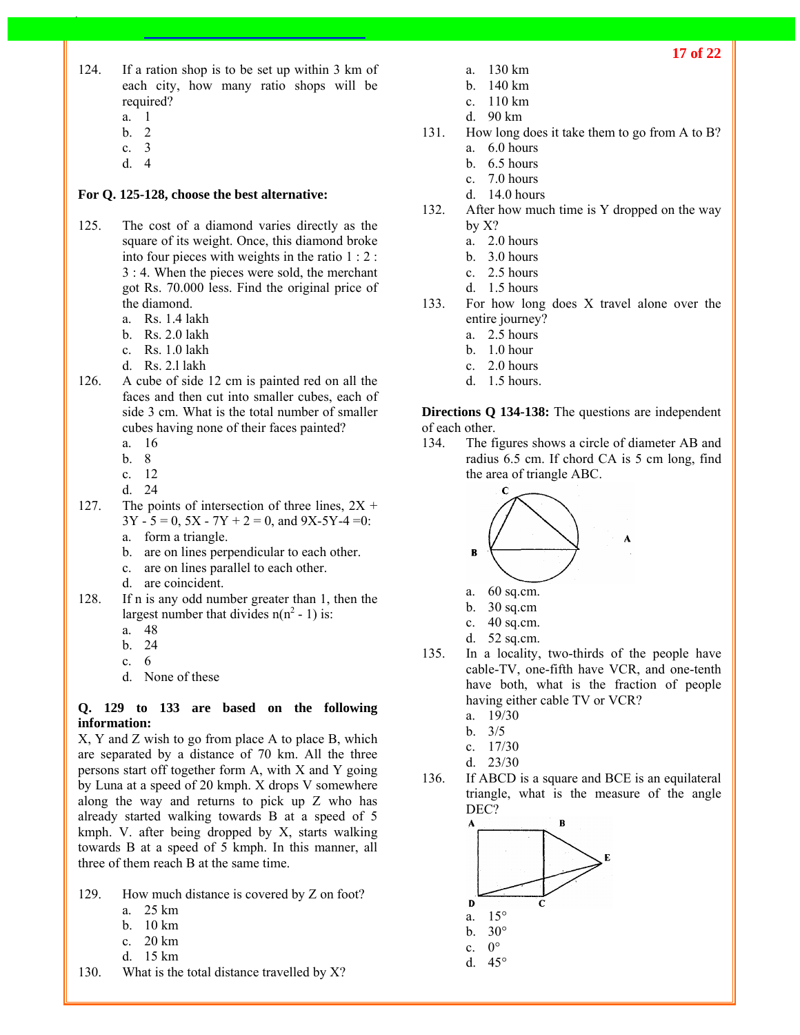124. If a ration shop is to be set up within 3 km of each city, how many ratio shops will be required?
   a. 1
   b. 2
   c. 3
   d. 4

**For Q. 125-128, choose the best alternative:**

125. The cost of a diamond varies directly as the square of its weight. Once, this diamond broke into four pieces with weights in the ratio 1 : 2 : 3 : 4. When the pieces were sold, the merchant got Rs. 70.000 less. Find the original price of the diamond.
   a. Rs. 1.4 lakh
   b. Rs. 2.0 lakh
   c. Rs. 1.0 lakh
   d. Rs. 2.1 lakh

126. A cube of side 12 cm is painted red on all the faces and then cut into smaller cubes, each of side 3 cm. What is the total number of smaller cubes having none of their faces painted?
   a. 16
   b. 8
   c. 12
   d. 24

127. The points of intersection of three lines, $2X + 3Y - 5 = 0$, $5X - 7Y + 2 = 0$, and $9X - 5Y - 4 = 0$:
   a. form a triangle.
   b. are on lines perpendicular to each other.
   c. are on lines parallel to each other.
   d. are coincident.

128. If n is any odd number greater than 1, then the largest number that divides $n(n^2 - 1)$ is:
   a. 48
   b. 24
   c. 6
   d. None of these

**Q. 129 to 133 are based on the following information:**

X, Y and Z wish to go from place A to place B, which are separated by a distance of 70 km. All the three persons start off together form A, with X and Y going by Luna at a speed of 20 kmph. X drops V somewhere along the way and returns to pick up Z who has already started walking towards B at a speed of 5 kmph. V. after being dropped by X, starts walking towards B at a speed of 5 kmph. In this manner, all three of them reach B at the same time.

129. How much distance is covered by Z on foot?
   a. 25 km
   b. 10 km
   c. 20 km
   d. 15 km

130. What is the total distance travelled by X?
   a. 130 km
   b. 140 km
   c. 110 km
   d. 90 km

131. How long does it take them to go from A to B?
   a. 6.0 hours
   b. 6.5 hours
   c. 7.0 hours
   d. 14.0 hours

132. After how much time is Y dropped on the way by X?
   a. 2.0 hours
   b. 3.0 hours
   c. 2.5 hours
   d. 1.5 hours

133. For how long does X travel alone over the entire journey?
   a. 2.5 hours
   b. 1.0 hour
   c. 2.0 hours
   d. 1.5 hours.

**Directions Q 134-138:** The questions are independent of each other.

134. The figures shows a circle of diameter AB and radius 6.5 cm. If chord CA is 5 cm long, find the area of triangle ABC.
   a. 60 sq.cm.
   b. 30 sq.cm
   c. 40 sq.cm.
   d. 52 sq.cm.

135. In a locality, two-thirds of the people have cable-TV, one-fifth have VCR, and one-tenth have both, what is the fraction of people having either cable TV or VCR?
   a. 19/30
   b. 3/5
   c. 17/30
   d. 23/30

136. If ABCD is a square and BCE is an equilateral triangle, what is the measure of the angle DEC?
   a. 15°
   b. 30°
   c. 0°
   d. 45°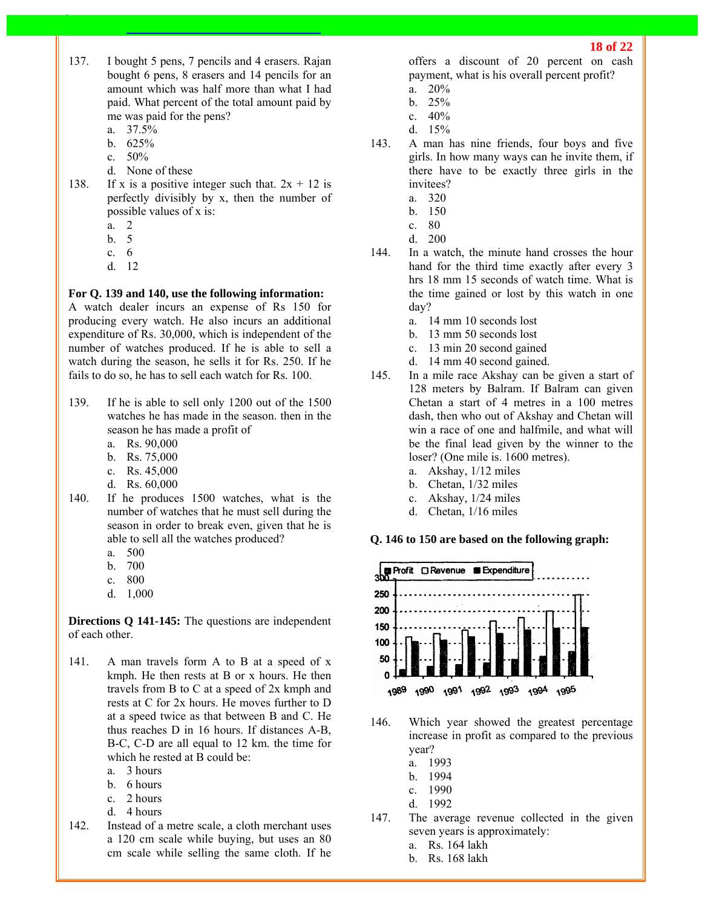137. I bought 5 pens, 7 pencils and 4 erasers. Rajan bought 6 pens, 8 erasers and 14 pencils for an amount which was half more than what I had paid. What percent of the total amount paid by me was paid for the pens?

   a. 37.5%
   b. 625%
   c. 50%
   d. None of these

138. If x is a positive integer such that. 2x + 12 is perfectly divisibly by x, then the number of possible values of x is:

   a. 2
   b. 5
   c. 6
   d. 12

**For Q. 139 and 140, use the following information:**
A watch dealer incurs an expense of Rs 150 for producing every watch. He also incurs an additional expenditure of Rs. 30,000, which is independent of the number of watches produced. If he is able to sell a watch during the season, he sells it for Rs. 250. If he fails to do so, he has to sell each watch for Rs. 100.

139. If he is able to sell only 1200 out of the 1500 watches he has made in the season. then in the season he has made a profit of

   a. Rs. 90,000
   b. Rs. 75,000
   c. Rs. 45,000
   d. Rs. 60,000

140. If he produces 1500 watches, what is the number of watches that he must sell during the season in order to break even, given that he is able to sell all the watches produced?

   a. 500
   b. 700
   c. 800
   d. 1,000

**Directions Q 141-145:** The questions are independent of each other.

141. A man travels form A to B at a speed of x kmph. He then rests at B or x hours. He then travels from B to C at a speed of 2x kmph and rests at C for 2x hours. He moves further to D at a speed twice as that between B and C. He thus reaches D in 16 hours. If distances A-B, B-C, C-D are all equal to 12 km. the time for which he rested at B could be:

   a. 3 hours
   b. 6 hours
   c. 2 hours
   d. 4 hours

142. Instead of a metre scale, a cloth merchant uses a 120 cm scale while buying, but uses an 80 cm scale while selling the same cloth. If he offers a discount of 20 percent on cash payment, what is his overall percent profit?

   a. 20%
   b. 25%
   c. 40%
   d. 15%

143. A man has nine friends, four boys and five girls. In how many ways can he invite them, if there have to be exactly three girls in the invitees?

   a. 320
   b. 150
   c. 80
   d. 200

144. In a watch, the minute hand crosses the hour hand for the third time exactly after every 3 hrs 18 mm 15 seconds of watch time. What is the time gained or lost by this watch in one day?

   a. 14 mm 10 seconds lost
   b. 13 mm 50 seconds lost
   c. 13 min 20 second gained
   d. 14 mm 40 second gained.

145. In a mile race Akshay can be given a start of 128 meters by Balram. If Balram can given Chetan a start of 4 metres in a 100 metres dash, then who out of Akshay and Chetan will win a race of one and halfmile, and what will be the final lead given by the winner to the loser? (One mile is. 1600 metres).

   a. Akshay, 1/12 miles
   b. Chetan, 1/32 miles
   c. Akshay, 1/24 miles
   d. Chetan, 1/16 miles

**Q. 146 to 150 are based on the following graph:**

146. Which year showed the greatest percentage increase in profit as compared to the previous year?

   a. 1993
   b. 1994
   c. 1990
   d. 1992

147. The average revenue collected in the given seven years is approximately:

   a. Rs. 164 lakh
   b. Rs. 168 lakh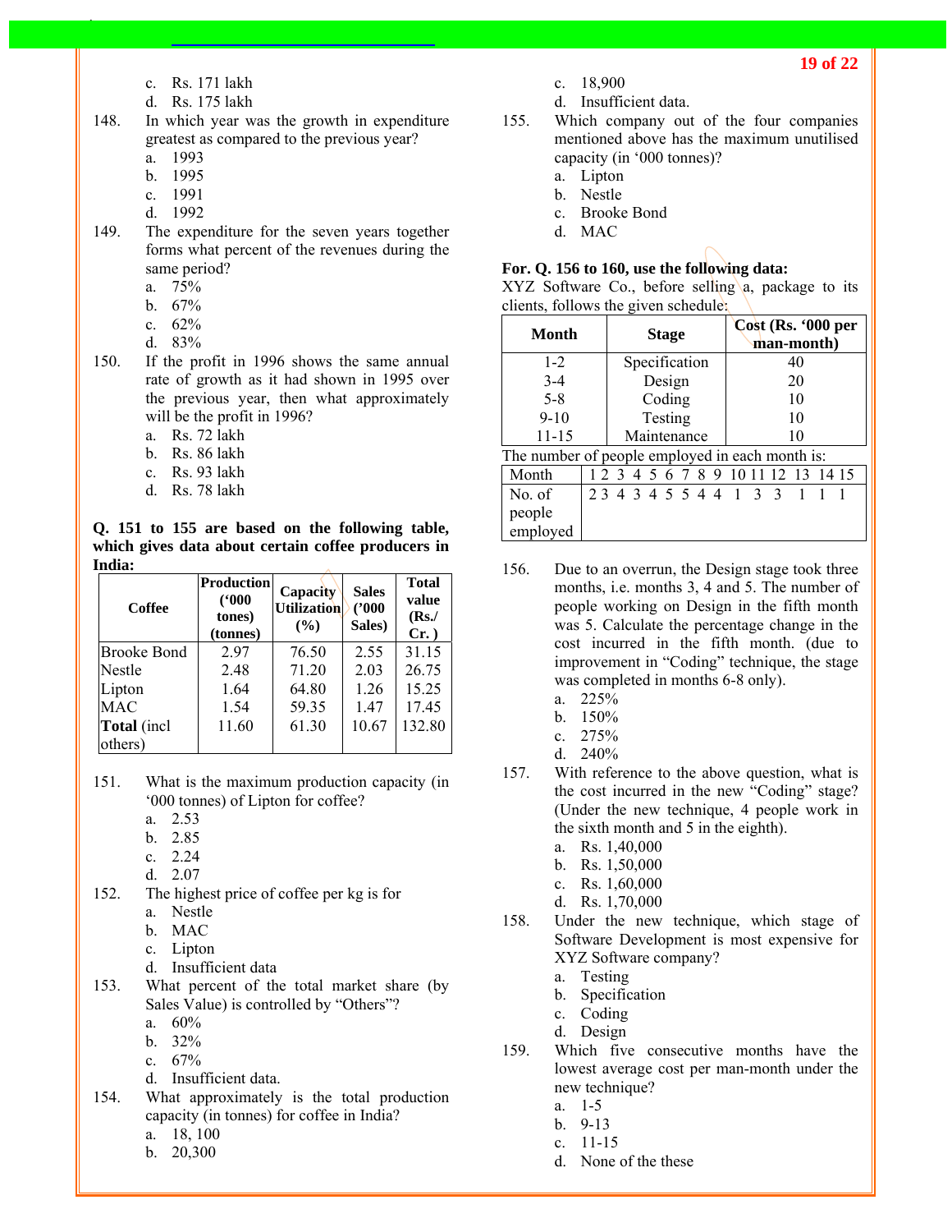c. Rs. 171 lakh
d. Rs. 175 lakh

148. In which year was the growth in expenditure greatest as compared to the previous year?
a. 1993
b. 1995
c. 1991
d. 1992

149. The expenditure for the seven years together forms what percent of the revenues during the same period?
a. 75%
b. 67%
c. 62%
d. 83%

150. If the profit in 1996 shows the same annual rate of growth as it had shown in 1995 over the previous year, then what approximately will be the profit in 1996?
a. Rs. 72 lakh
b. Rs. 86 lakh
c. Rs. 93 lakh
d. Rs. 78 lakh

**Q. 151 to 155 are based on the following table, which gives data about certain coffee producers in India:**

| Coffee | Production ('000 tones) (tonnes) | Capacity Utilization (%) | Sales ('000 Sales) | Total value (Rs./ Cr. ) |
|---|---|---|---|---|
| Brooke Bond | 2.97 | 76.50 | 2.55 | 31.15 |
| Nestle | 2.48 | 71.20 | 2.03 | 26.75 |
| Lipton | 1.64 | 64.80 | 1.26 | 15.25 |
| MAC | 1.54 | 59.35 | 1.47 | 17.45 |
| **Total** (incl others) | 11.60 | 61.30 | 10.67 | 132.80 |

151. What is the maximum production capacity (in '000 tonnes) of Lipton for coffee?
a. 2.53
b. 2.85
c. 2.24
d. 2.07

152. The highest price of coffee per kg is for
a. Nestle
b. MAC
c. Lipton
d. Insufficient data

153. What percent of the total market share (by Sales Value) is controlled by "Others"?
a. 60%
b. 32%
c. 67%
d. Insufficient data.

154. What approximately is the total production capacity (in tonnes) for coffee in India?
a. 18, 100
b. 20,300
c. 18,900
d. Insufficient data.

155. Which company out of the four companies mentioned above has the maximum unutilised capacity (in '000 tonnes)?
a. Lipton
b. Nestle
c. Brooke Bond
d. MAC

**For. Q. 156 to 160, use the following data:**
XYZ Software Co., before selling a, package to its clients, follows the given schedule:

| Month | Stage | Cost (Rs. '000 per man-month) |
|---|---|---|
| 1-2 | Specification | 40 |
| 3-4 | Design | 20 |
| 5-8 | Coding | 10 |
| 9-10 | Testing | 10 |
| 11-15 | Maintenance | 10 |

The number of people employed in each month is:

| Month | 1 | 2 | 3 | 4 | 5 | 6 | 7 | 8 | 9 | 10 | 11 | 12 | 13 | 14 | 15 |
|---|---|---|---|---|---|---|---|---|---|---|---|---|---|---|---|
| No. of people employed | 2 | 3 | 4 | 3 | 4 | 5 | 5 | 4 | 4 | 1 | 3 | 3 | 1 | 1 | 1 |

156. Due to an overrun, the Design stage took three months, i.e. months 3, 4 and 5. The number of people working on Design in the fifth month was 5. Calculate the percentage change in the cost incurred in the fifth month. (due to improvement in "Coding" technique, the stage was completed in months 6-8 only).
a. 225%
b. 150%
c. 275%
d. 240%

157. With reference to the above question, what is the cost incurred in the new "Coding" stage? (Under the new technique, 4 people work in the sixth month and 5 in the eighth).
a. Rs. 1,40,000
b. Rs. 1,50,000
c. Rs. 1,60,000
d. Rs. 1,70,000

158. Under the new technique, which stage of Software Development is most expensive for XYZ Software company?
a. Testing
b. Specification
c. Coding
d. Design

159. Which five consecutive months have the lowest average cost per man-month under the new technique?
a. 1-5
b. 9-13
c. 11-15
d. None of the these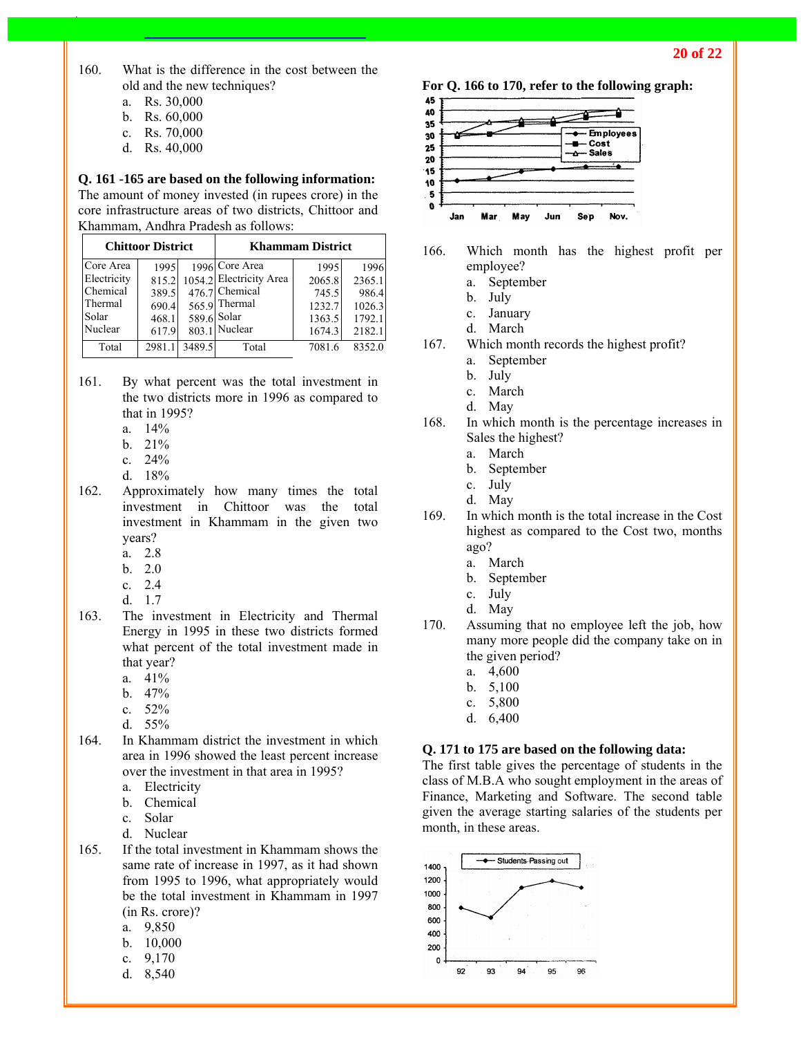160. What is the difference in the cost between the old and the new techniques?
   a. Rs. 30,000
   b. Rs. 60,000
   c. Rs. 70,000
   d. Rs. 40,000

**Q. 161 -165 are based on the following information:**
The amount of money invested (in rupees crore) in the core infrastructure areas of two districts, Chittoor and Khammam, Andhra Pradesh as follows:

| Chittoor District | | | Khammam District | | |
|---|---|---|---|---|---|
| Core Area | 1995 | 1996 | Core Area | 1995 | 1996 |
| Electricity | 815.2 | 1054.2 | Electricity Area | 2065.8 | 2365.1 |
| Chemical | 389.5 | 476.7 | Chemical | 745.5 | 986.4 |
| Thermal | 690.4 | 565.9 | Thermal | 1232.7 | 1026.3 |
| Solar | 468.1 | 589.6 | Solar | 1363.5 | 1792.1 |
| Nuclear | 617.9 | 803.1 | Nuclear | 1674.3 | 2182.1 |
| Total | 2981.1 | 3489.5 | Total | 7081.6 | 8352.0 |

161. By what percent was the total investment in the two districts more in 1996 as compared to that in 1995?
   a. 14%
   b. 21%
   c. 24%
   d. 18%

162. Approximately how many times the total investment in Chittoor was the total investment in Khammam in the given two years?
   a. 2.8
   b. 2.0
   c. 2.4
   d. 1.7

163. The investment in Electricity and Thermal Energy in 1995 in these two districts formed what percent of the total investment made in that year?
   a. 41%
   b. 47%
   c. 52%
   d. 55%

164. In Khammam district the investment in which area in 1996 showed the least percent increase over the investment in that area in 1995?
   a. Electricity
   b. Chemical
   c. Solar
   d. Nuclear

165. If the total investment in Khammam shows the same rate of increase in 1997, as it had shown from 1995 to 1996, what appropriately would be the total investment in Khammam in 1997 (in Rs. crore)?
   a. 9,850
   b. 10,000
   c. 9,170
   d. 8,540

**For Q. 166 to 170, refer to the following graph:**

166. Which month has the highest profit per employee?
   a. September
   b. July
   c. January
   d. March

167. Which month records the highest profit?
   a. September
   b. July
   c. March
   d. May

168. In which month is the percentage increases in Sales the highest?
   a. March
   b. September
   c. July
   d. May

169. In which month is the total increase in the Cost highest as compared to the Cost two, months ago?
   a. March
   b. September
   c. July
   d. May

170. Assuming that no employee left the job, how many more people did the company take on in the given period?
   a. 4,600
   b. 5,100
   c. 5,800
   d. 6,400

**Q. 171 to 175 are based on the following data:**
The first table gives the percentage of students in the class of M.B.A who sought employment in the areas of Finance, Marketing and Software. The second table given the average starting salaries of the students per month, in these areas.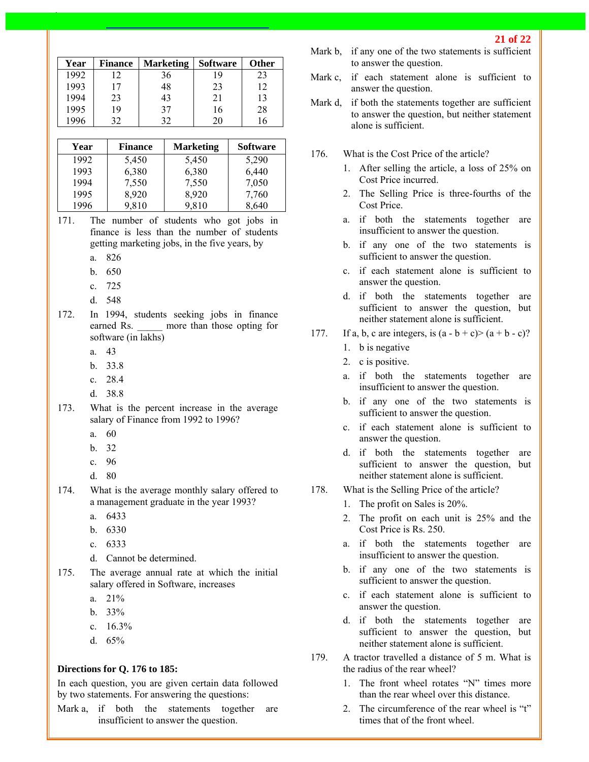| Year | Finance | Marketing | Software | Other |
|---|---|---|---|---|
| 1992 | 12 | 36 | 19 | 23 |
| 1993 | 17 | 48 | 23 | 12 |
| 1994 | 23 | 43 | 21 | 13 |
| 1995 | 19 | 37 | 16 | 28 |
| 1996 | 32 | 32 | 20 | 16 |

| Year | Finance | Marketing | Software |
|---|---|---|---|
| 1992 | 5,450 | 5,450 | 5,290 |
| 1993 | 6,380 | 6,380 | 6,440 |
| 1994 | 7,550 | 7,550 | 7,050 |
| 1995 | 8,920 | 8,920 | 7,760 |
| 1996 | 9,810 | 9,810 | 8,640 |

171. The number of students who got jobs in finance is less than the number of students getting marketing jobs, in the five years, by
   a. 826
   b. 650
   c. 725
   d. 548

172. In 1994, students seeking jobs in finance earned Rs. _____ more than those opting for software (in lakhs)
   a. 43
   b. 33.8
   c. 28.4
   d. 38.8

173. What is the percent increase in the average salary of Finance from 1992 to 1996?
   a. 60
   b. 32
   c. 96
   d. 80

174. What is the average monthly salary offered to a management graduate in the year 1993?
   a. 6433
   b. 6330
   c. 6333
   d. Cannot be determined.

175. The average annual rate at which the initial salary offered in Software, increases
   a. 21%
   b. 33%
   c. 16.3%
   d. 65%

**Directions for Q. 176 to 185:**

In each question, you are given certain data followed by two statements. For answering the questions:

Mark a, if both the statements together are insufficient to answer the question.

Mark b, if any one of the two statements is sufficient to answer the question.

Mark c, if each statement alone is sufficient to answer the question.

Mark d, if both the statements together are sufficient to answer the question, but neither statement alone is sufficient.

176. What is the Cost Price of the article?
   1. After selling the article, a loss of 25% on Cost Price incurred.
   2. The Selling Price is three-fourths of the Cost Price.

   a. if both the statements together are insufficient to answer the question.
   b. if any one of the two statements is sufficient to answer the question.
   c. if each statement alone is sufficient to answer the question.
   d. if both the statements together are sufficient to answer the question, but neither statement alone is sufficient.

177. If a, b, c are integers, is $(a - b + c) > (a + b - c)$?
   1. b is negative
   2. c is positive.

   a. if both the statements together are insufficient to answer the question.
   b. if any one of the two statements is sufficient to answer the question.
   c. if each statement alone is sufficient to answer the question.
   d. if both the statements together are sufficient to answer the question, but neither statement alone is sufficient.

178. What is the Selling Price of the article?
   1. The profit on Sales is 20%.
   2. The profit on each unit is 25% and the Cost Price is Rs. 250.

   a. if both the statements together are insufficient to answer the question.
   b. if any one of the two statements is sufficient to answer the question.
   c. if each statement alone is sufficient to answer the question.
   d. if both the statements together are sufficient to answer the question, but neither statement alone is sufficient.

179. A tractor travelled a distance of 5 m. What is the radius of the rear wheel?
   1. The front wheel rotates "N" times more than the rear wheel over this distance.
   2. The circumference of the rear wheel is "t" times that of the front wheel.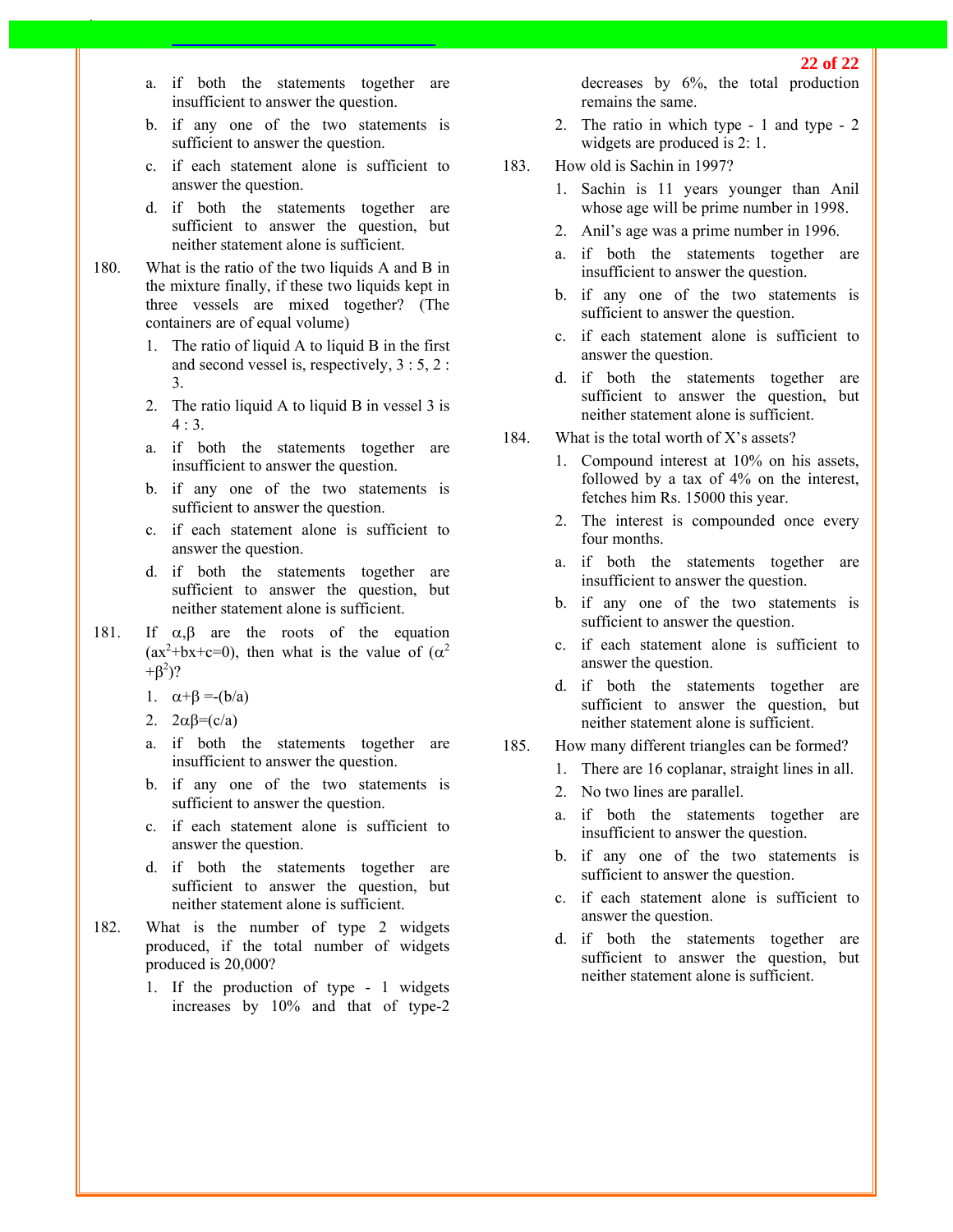a. if both the statements together are insufficient to answer the question.

b. if any one of the two statements is sufficient to answer the question.

c. if each statement alone is sufficient to answer the question.

d. if both the statements together are sufficient to answer the question, but neither statement alone is sufficient.

180. What is the ratio of the two liquids A and B in the mixture finally, if these two liquids kept in three vessels are mixed together? (The containers are of equal volume)

1. The ratio of liquid A to liquid B in the first and second vessel is, respectively, 3 : 5, 2 : 3.
2. The ratio liquid A to liquid B in vessel 3 is 4 : 3.

a. if both the statements together are insufficient to answer the question.

b. if any one of the two statements is sufficient to answer the question.

c. if each statement alone is sufficient to answer the question.

d. if both the statements together are sufficient to answer the question, but neither statement alone is sufficient.

181. If $\alpha,\beta$ are the roots of the equation ($ax^2+bx+c=0$), then what is the value of ($\alpha^2+\beta^2$)?

1. $\alpha+\beta=-(b/a)$
2. $2\alpha\beta=(c/a)$

a. if both the statements together are insufficient to answer the question.

b. if any one of the two statements is sufficient to answer the question.

c. if each statement alone is sufficient to answer the question.

d. if both the statements together are sufficient to answer the question, but neither statement alone is sufficient.

182. What is the number of type 2 widgets produced, if the total number of widgets produced is 20,000?

1. If the production of type - 1 widgets increases by 10% and that of type-2 decreases by 6%, the total production remains the same.
2. The ratio in which type - 1 and type - 2 widgets are produced is 2: 1.

183. How old is Sachin in 1997?

1. Sachin is 11 years younger than Anil whose age will be prime number in 1998.
2. Anil's age was a prime number in 1996.

a. if both the statements together are insufficient to answer the question.

b. if any one of the two statements is sufficient to answer the question.

c. if each statement alone is sufficient to answer the question.

d. if both the statements together are sufficient to answer the question, but neither statement alone is sufficient.

184. What is the total worth of X's assets?

1. Compound interest at 10% on his assets, followed by a tax of 4% on the interest, fetches him Rs. 15000 this year.
2. The interest is compounded once every four months.

a. if both the statements together are insufficient to answer the question.

b. if any one of the two statements is sufficient to answer the question.

c. if each statement alone is sufficient to answer the question.

d. if both the statements together are sufficient to answer the question, but neither statement alone is sufficient.

185. How many different triangles can be formed?

1. There are 16 coplanar, straight lines in all.
2. No two lines are parallel.

a. if both the statements together are insufficient to answer the question.

b. if any one of the two statements is sufficient to answer the question.

c. if each statement alone is sufficient to answer the question.

d. if both the statements together are sufficient to answer the question, but neither statement alone is sufficient.